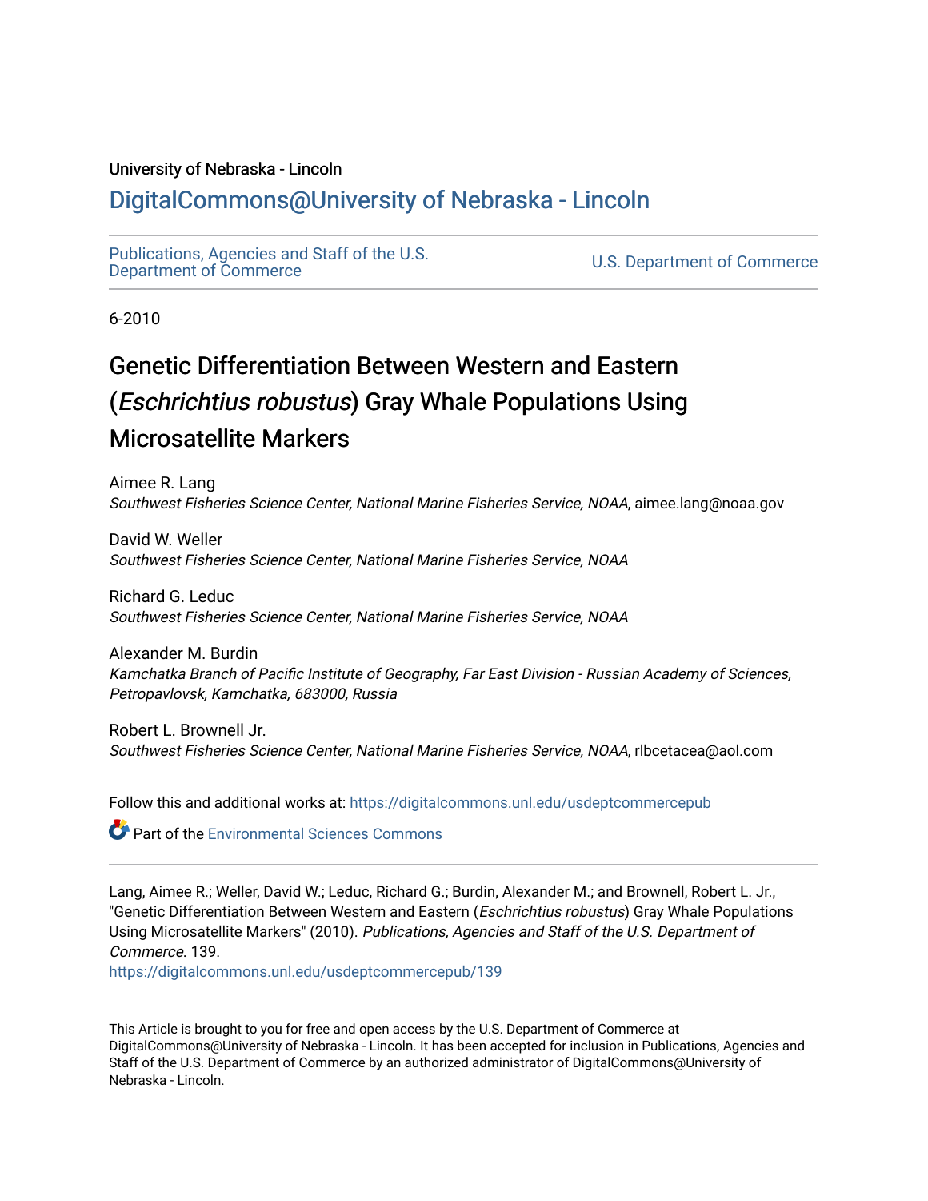University of Nebraska - Lincoln

## DigitalCommons@University of Nebraska - Lincoln

Publications, Agencies and Staff of the U.S. Department of Commerce

U.S. Department of Commerce

6-2010

# Genetic Differentiation Between Western and Eastern (*Eschrichtius robustus*) Gray Whale Populations Using Microsatellite Markers

Aimee R. Lang
*Southwest Fisheries Science Center, National Marine Fisheries Service, NOAA*, aimee.lang@noaa.gov

David W. Weller
*Southwest Fisheries Science Center, National Marine Fisheries Service, NOAA*

Richard G. Leduc
*Southwest Fisheries Science Center, National Marine Fisheries Service, NOAA*

Alexander M. Burdin
*Kamchatka Branch of Pacific Institute of Geography, Far East Division - Russian Academy of Sciences, Petropavlovsk, Kamchatka, 683000, Russia*

Robert L. Brownell Jr.
*Southwest Fisheries Science Center, National Marine Fisheries Service, NOAA*, rlbcetacea@aol.com

Follow this and additional works at: https://digitalcommons.unl.edu/usdeptcommercepub

Part of the Environmental Sciences Commons

Lang, Aimee R.; Weller, David W.; Leduc, Richard G.; Burdin, Alexander M.; and Brownell, Robert L. Jr., "Genetic Differentiation Between Western and Eastern (*Eschrichtius robustus*) Gray Whale Populations Using Microsatellite Markers" (2010). *Publications, Agencies and Staff of the U.S. Department of Commerce*. 139.
https://digitalcommons.unl.edu/usdeptcommercepub/139

This Article is brought to you for free and open access by the U.S. Department of Commerce at DigitalCommons@University of Nebraska - Lincoln. It has been accepted for inclusion in Publications, Agencies and Staff of the U.S. Department of Commerce by an authorized administrator of DigitalCommons@University of Nebraska - Lincoln.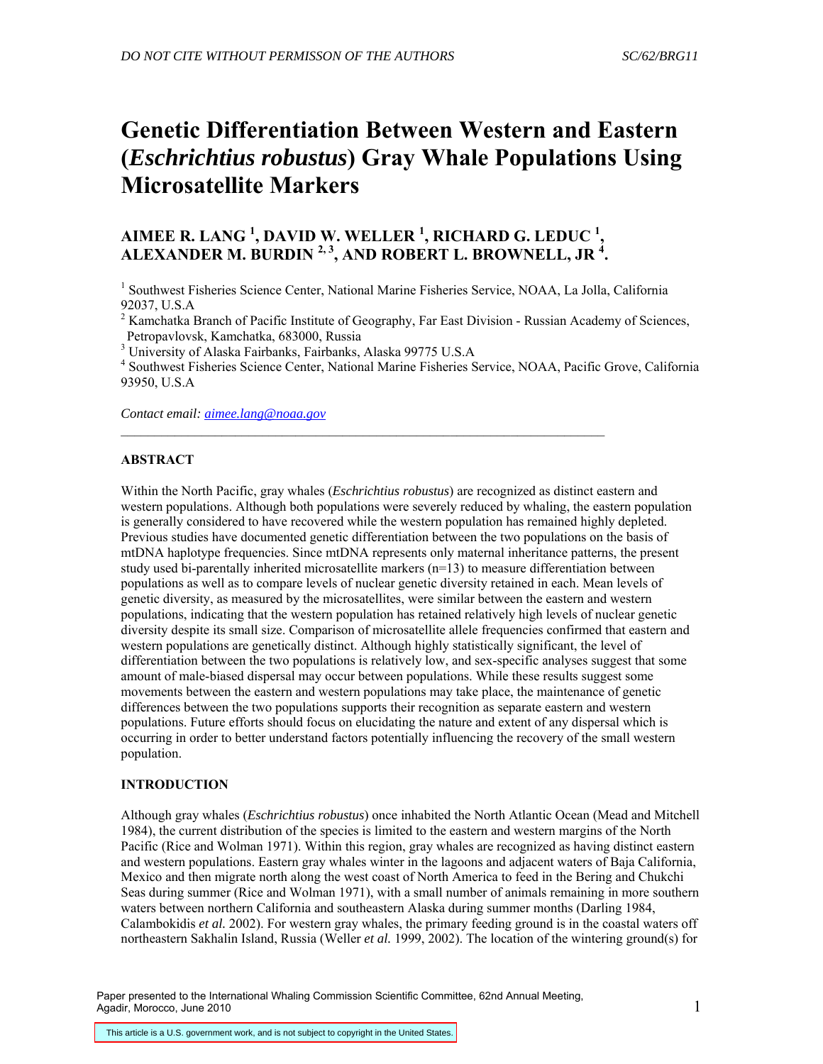# Genetic Differentiation Between Western and Eastern (*Eschrichtius robustus*) Gray Whale Populations Using Microsatellite Markers

## AIMEE R. LANG [1], DAVID W. WELLER [1], RICHARD G. LEDUC [1], ALEXANDER M. BURDIN [2, 3], AND ROBERT L. BROWNELL, JR [4].

[1] Southwest Fisheries Science Center, National Marine Fisheries Service, NOAA, La Jolla, California 92037, U.S.A

[2] Kamchatka Branch of Pacific Institute of Geography, Far East Division - Russian Academy of Sciences, Petropavlovsk, Kamchatka, 683000, Russia

[3] University of Alaska Fairbanks, Fairbanks, Alaska 99775 U.S.A

[4] Southwest Fisheries Science Center, National Marine Fisheries Service, NOAA, Pacific Grove, California 93950, U.S.A

*Contact email: aimee.lang@noaa.gov*

---

**ABSTRACT**

Within the North Pacific, gray whales (*Eschrichtius robustus*) are recognized as distinct eastern and western populations. Although both populations were severely reduced by whaling, the eastern population is generally considered to have recovered while the western population has remained highly depleted. Previous studies have documented genetic differentiation between the two populations on the basis of mtDNA haplotype frequencies. Since mtDNA represents only maternal inheritance patterns, the present study used bi-parentally inherited microsatellite markers (n=13) to measure differentiation between populations as well as to compare levels of nuclear genetic diversity retained in each. Mean levels of genetic diversity, as measured by the microsatellites, were similar between the eastern and western populations, indicating that the western population has retained relatively high levels of nuclear genetic diversity despite its small size. Comparison of microsatellite allele frequencies confirmed that eastern and western populations are genetically distinct. Although highly statistically significant, the level of differentiation between the two populations is relatively low, and sex-specific analyses suggest that some amount of male-biased dispersal may occur between populations. While these results suggest some movements between the eastern and western populations may take place, the maintenance of genetic differences between the two populations supports their recognition as separate eastern and western populations. Future efforts should focus on elucidating the nature and extent of any dispersal which is occurring in order to better understand factors potentially influencing the recovery of the small western population.

**INTRODUCTION**

Although gray whales (*Eschrichtius robustus*) once inhabited the North Atlantic Ocean (Mead and Mitchell 1984), the current distribution of the species is limited to the eastern and western margins of the North Pacific (Rice and Wolman 1971). Within this region, gray whales are recognized as having distinct eastern and western populations. Eastern gray whales winter in the lagoons and adjacent waters of Baja California, Mexico and then migrate north along the west coast of North America to feed in the Bering and Chukchi Seas during summer (Rice and Wolman 1971), with a small number of animals remaining in more southern waters between northern California and southeastern Alaska during summer months (Darling 1984, Calambokidis *et al.* 2002). For western gray whales, the primary feeding ground is in the coastal waters off northeastern Sakhalin Island, Russia (Weller *et al.* 1999, 2002). The location of the wintering ground(s) for

Paper presented to the International Whaling Commission Scientific Committee, 62nd Annual Meeting, Agadir, Morocco, June 2010

This article is a U.S. government work, and is not subject to copyright in the United States.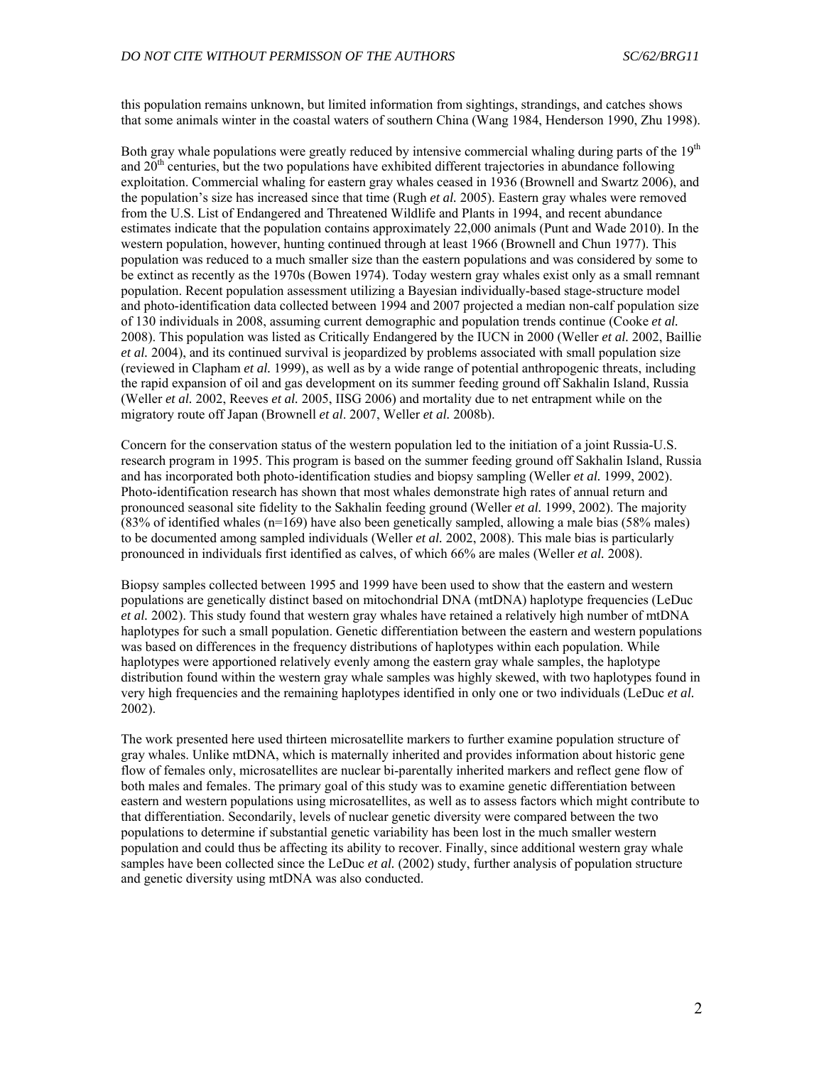this population remains unknown, but limited information from sightings, strandings, and catches shows that some animals winter in the coastal waters of southern China (Wang 1984, Henderson 1990, Zhu 1998).

Both gray whale populations were greatly reduced by intensive commercial whaling during parts of the 19th and 20th centuries, but the two populations have exhibited different trajectories in abundance following exploitation. Commercial whaling for eastern gray whales ceased in 1936 (Brownell and Swartz 2006), and the population's size has increased since that time (Rugh *et al.* 2005). Eastern gray whales were removed from the U.S. List of Endangered and Threatened Wildlife and Plants in 1994, and recent abundance estimates indicate that the population contains approximately 22,000 animals (Punt and Wade 2010). In the western population, however, hunting continued through at least 1966 (Brownell and Chun 1977). This population was reduced to a much smaller size than the eastern populations and was considered by some to be extinct as recently as the 1970s (Bowen 1974). Today western gray whales exist only as a small remnant population. Recent population assessment utilizing a Bayesian individually-based stage-structure model and photo-identification data collected between 1994 and 2007 projected a median non-calf population size of 130 individuals in 2008, assuming current demographic and population trends continue (Cooke *et al.* 2008). This population was listed as Critically Endangered by the IUCN in 2000 (Weller *et al.* 2002, Baillie *et al.* 2004), and its continued survival is jeopardized by problems associated with small population size (reviewed in Clapham *et al.* 1999), as well as by a wide range of potential anthropogenic threats, including the rapid expansion of oil and gas development on its summer feeding ground off Sakhalin Island, Russia (Weller *et al.* 2002, Reeves *et al.* 2005, IISG 2006) and mortality due to net entrapment while on the migratory route off Japan (Brownell *et al*. 2007, Weller *et al.* 2008b).

Concern for the conservation status of the western population led to the initiation of a joint Russia-U.S. research program in 1995. This program is based on the summer feeding ground off Sakhalin Island, Russia and has incorporated both photo-identification studies and biopsy sampling (Weller *et al.* 1999, 2002). Photo-identification research has shown that most whales demonstrate high rates of annual return and pronounced seasonal site fidelity to the Sakhalin feeding ground (Weller *et al.* 1999, 2002). The majority (83% of identified whales (n=169) have also been genetically sampled, allowing a male bias (58% males) to be documented among sampled individuals (Weller *et al.* 2002, 2008). This male bias is particularly pronounced in individuals first identified as calves, of which 66% are males (Weller *et al.* 2008).

Biopsy samples collected between 1995 and 1999 have been used to show that the eastern and western populations are genetically distinct based on mitochondrial DNA (mtDNA) haplotype frequencies (LeDuc *et al.* 2002). This study found that western gray whales have retained a relatively high number of mtDNA haplotypes for such a small population. Genetic differentiation between the eastern and western populations was based on differences in the frequency distributions of haplotypes within each population. While haplotypes were apportioned relatively evenly among the eastern gray whale samples, the haplotype distribution found within the western gray whale samples was highly skewed, with two haplotypes found in very high frequencies and the remaining haplotypes identified in only one or two individuals (LeDuc *et al.* 2002).

The work presented here used thirteen microsatellite markers to further examine population structure of gray whales. Unlike mtDNA, which is maternally inherited and provides information about historic gene flow of females only, microsatellites are nuclear bi-parentally inherited markers and reflect gene flow of both males and females. The primary goal of this study was to examine genetic differentiation between eastern and western populations using microsatellites, as well as to assess factors which might contribute to that differentiation. Secondarily, levels of nuclear genetic diversity were compared between the two populations to determine if substantial genetic variability has been lost in the much smaller western population and could thus be affecting its ability to recover. Finally, since additional western gray whale samples have been collected since the LeDuc *et al.* (2002) study, further analysis of population structure and genetic diversity using mtDNA was also conducted.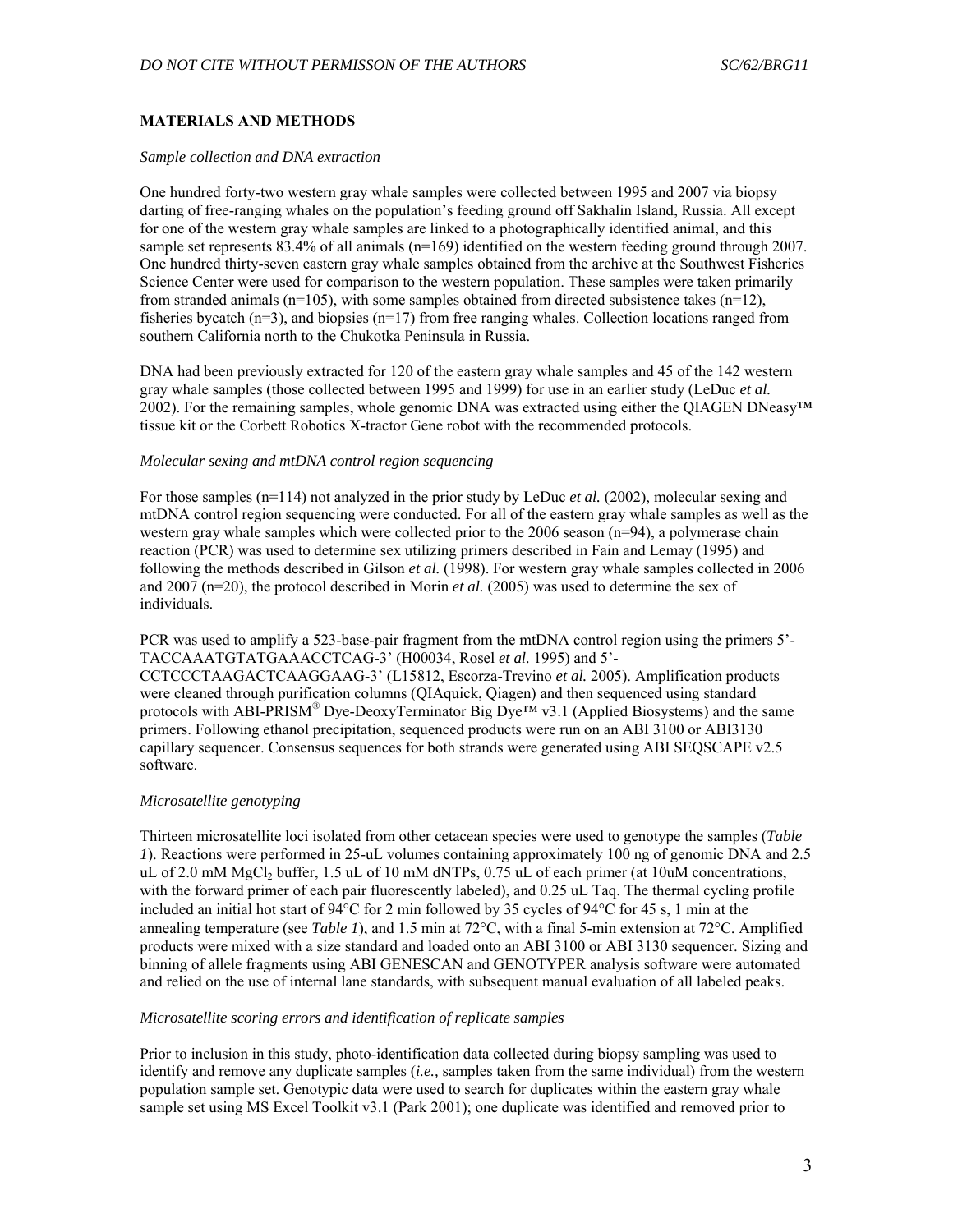## MATERIALS AND METHODS

### *Sample collection and DNA extraction*

One hundred forty-two western gray whale samples were collected between 1995 and 2007 via biopsy darting of free-ranging whales on the population's feeding ground off Sakhalin Island, Russia. All except for one of the western gray whale samples are linked to a photographically identified animal, and this sample set represents 83.4% of all animals (n=169) identified on the western feeding ground through 2007. One hundred thirty-seven eastern gray whale samples obtained from the archive at the Southwest Fisheries Science Center were used for comparison to the western population. These samples were taken primarily from stranded animals (n=105), with some samples obtained from directed subsistence takes (n=12), fisheries bycatch (n=3), and biopsies (n=17) from free ranging whales. Collection locations ranged from southern California north to the Chukotka Peninsula in Russia.

DNA had been previously extracted for 120 of the eastern gray whale samples and 45 of the 142 western gray whale samples (those collected between 1995 and 1999) for use in an earlier study (LeDuc *et al.* 2002). For the remaining samples, whole genomic DNA was extracted using either the QIAGEN DNeasy™ tissue kit or the Corbett Robotics X-tractor Gene robot with the recommended protocols.

### *Molecular sexing and mtDNA control region sequencing*

For those samples (n=114) not analyzed in the prior study by LeDuc *et al.* (2002), molecular sexing and mtDNA control region sequencing were conducted. For all of the eastern gray whale samples as well as the western gray whale samples which were collected prior to the 2006 season (n=94), a polymerase chain reaction (PCR) was used to determine sex utilizing primers described in Fain and Lemay (1995) and following the methods described in Gilson *et al.* (1998). For western gray whale samples collected in 2006 and 2007 (n=20), the protocol described in Morin *et al.* (2005) was used to determine the sex of individuals.

PCR was used to amplify a 523-base-pair fragment from the mtDNA control region using the primers 5'-TACCAAATGTATGAAACCTCAG-3' (H00034, Rosel *et al.* 1995) and 5'-CCTCCCTAAGACTCAAGGAAG-3' (L15812, Escorza-Trevino *et al.* 2005). Amplification products were cleaned through purification columns (QIAquick, Qiagen) and then sequenced using standard protocols with ABI-PRISM® Dye-DeoxyTerminator Big Dye™ v3.1 (Applied Biosystems) and the same primers. Following ethanol precipitation, sequenced products were run on an ABI 3100 or ABI3130 capillary sequencer. Consensus sequences for both strands were generated using ABI SEQSCAPE v2.5 software.

### *Microsatellite genotyping*

Thirteen microsatellite loci isolated from other cetacean species were used to genotype the samples (*Table 1*). Reactions were performed in 25-uL volumes containing approximately 100 ng of genomic DNA and 2.5 uL of 2.0 mM $MgCl_2$ buffer, 1.5 uL of 10 mM dNTPs, 0.75 uL of each primer (at 10uM concentrations, with the forward primer of each pair fluorescently labeled), and 0.25 uL Taq. The thermal cycling profile included an initial hot start of 94°C for 2 min followed by 35 cycles of 94°C for 45 s, 1 min at the annealing temperature (see *Table 1*), and 1.5 min at 72°C, with a final 5-min extension at 72°C. Amplified products were mixed with a size standard and loaded onto an ABI 3100 or ABI 3130 sequencer. Sizing and binning of allele fragments using ABI GENESCAN and GENOTYPER analysis software were automated and relied on the use of internal lane standards, with subsequent manual evaluation of all labeled peaks.

### *Microsatellite scoring errors and identification of replicate samples*

Prior to inclusion in this study, photo-identification data collected during biopsy sampling was used to identify and remove any duplicate samples (*i.e.,* samples taken from the same individual) from the western population sample set. Genotypic data were used to search for duplicates within the eastern gray whale sample set using MS Excel Toolkit v3.1 (Park 2001); one duplicate was identified and removed prior to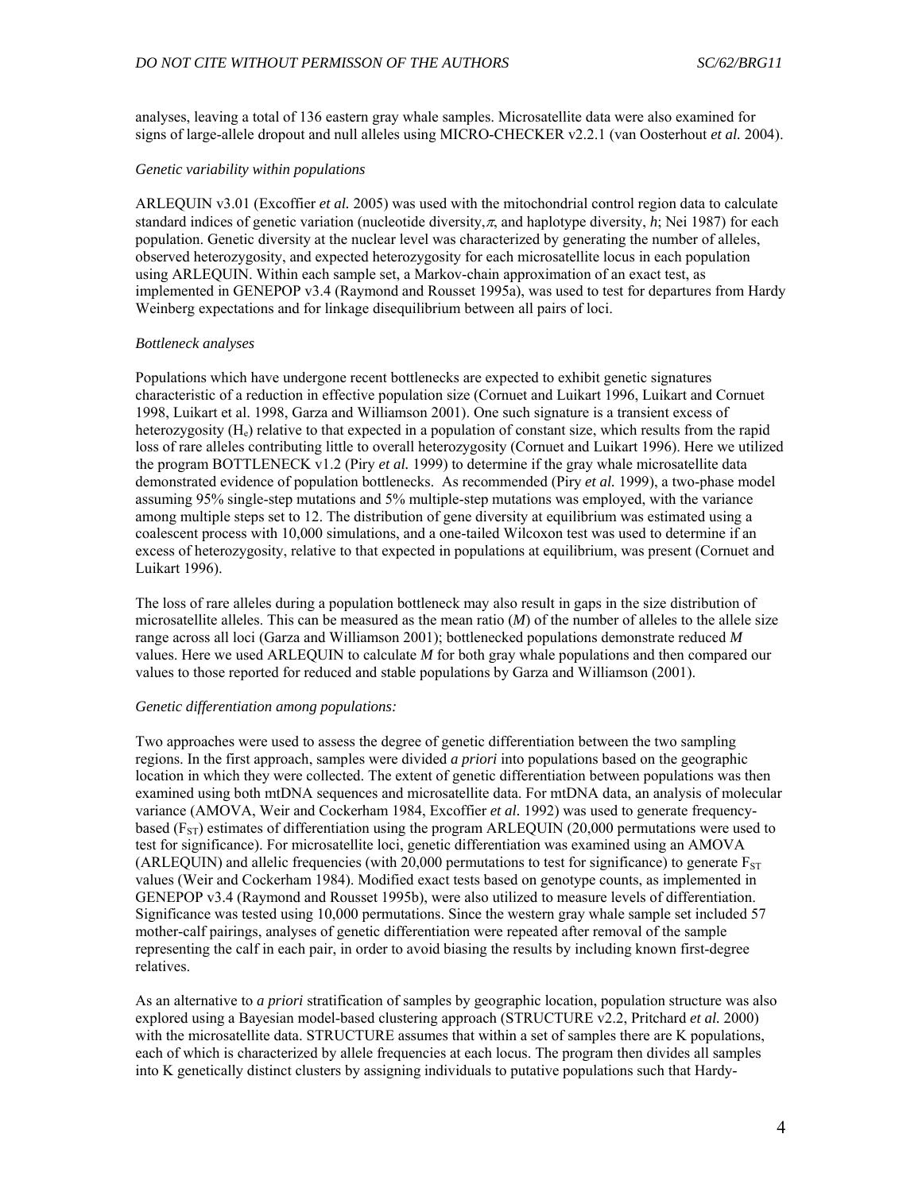analyses, leaving a total of 136 eastern gray whale samples. Microsatellite data were also examined for signs of large-allele dropout and null alleles using MICRO-CHECKER v2.2.1 (van Oosterhout *et al.* 2004).

### *Genetic variability within populations*

ARLEQUIN v3.01 (Excoffier *et al.* 2005) was used with the mitochondrial control region data to calculate standard indices of genetic variation (nucleotide diversity, $\pi$, and haplotype diversity, *h*; Nei 1987) for each population. Genetic diversity at the nuclear level was characterized by generating the number of alleles, observed heterozygosity, and expected heterozygosity for each microsatellite locus in each population using ARLEQUIN. Within each sample set, a Markov-chain approximation of an exact test, as implemented in GENEPOP v3.4 (Raymond and Rousset 1995a), was used to test for departures from Hardy Weinberg expectations and for linkage disequilibrium between all pairs of loci.

### *Bottleneck analyses*

Populations which have undergone recent bottlenecks are expected to exhibit genetic signatures characteristic of a reduction in effective population size (Cornuet and Luikart 1996, Luikart and Cornuet 1998, Luikart et al. 1998, Garza and Williamson 2001). One such signature is a transient excess of heterozygosity ($H_e$) relative to that expected in a population of constant size, which results from the rapid loss of rare alleles contributing little to overall heterozygosity (Cornuet and Luikart 1996). Here we utilized the program BOTTLENECK v1.2 (Piry *et al.* 1999) to determine if the gray whale microsatellite data demonstrated evidence of population bottlenecks. As recommended (Piry *et al.* 1999), a two-phase model assuming 95% single-step mutations and 5% multiple-step mutations was employed, with the variance among multiple steps set to 12. The distribution of gene diversity at equilibrium was estimated using a coalescent process with 10,000 simulations, and a one-tailed Wilcoxon test was used to determine if an excess of heterozygosity, relative to that expected in populations at equilibrium, was present (Cornuet and Luikart 1996).

The loss of rare alleles during a population bottleneck may also result in gaps in the size distribution of microsatellite alleles. This can be measured as the mean ratio (*M*) of the number of alleles to the allele size range across all loci (Garza and Williamson 2001); bottlenecked populations demonstrate reduced *M* values. Here we used ARLEQUIN to calculate *M* for both gray whale populations and then compared our values to those reported for reduced and stable populations by Garza and Williamson (2001).

### *Genetic differentiation among populations:*

Two approaches were used to assess the degree of genetic differentiation between the two sampling regions. In the first approach, samples were divided *a priori* into populations based on the geographic location in which they were collected. The extent of genetic differentiation between populations was then examined using both mtDNA sequences and microsatellite data. For mtDNA data, an analysis of molecular variance (AMOVA, Weir and Cockerham 1984, Excoffier *et al.* 1992) was used to generate frequency-based ($F_{ST}$) estimates of differentiation using the program ARLEQUIN (20,000 permutations were used to test for significance). For microsatellite loci, genetic differentiation was examined using an AMOVA (ARLEQUIN) and allelic frequencies (with 20,000 permutations to test for significance) to generate $F_{ST}$ values (Weir and Cockerham 1984). Modified exact tests based on genotype counts, as implemented in GENEPOP v3.4 (Raymond and Rousset 1995b), were also utilized to measure levels of differentiation. Significance was tested using 10,000 permutations. Since the western gray whale sample set included 57 mother-calf pairings, analyses of genetic differentiation were repeated after removal of the sample representing the calf in each pair, in order to avoid biasing the results by including known first-degree relatives.

As an alternative to *a priori* stratification of samples by geographic location, population structure was also explored using a Bayesian model-based clustering approach (STRUCTURE v2.2, Pritchard *et al.* 2000) with the microsatellite data. STRUCTURE assumes that within a set of samples there are K populations, each of which is characterized by allele frequencies at each locus. The program then divides all samples into K genetically distinct clusters by assigning individuals to putative populations such that Hardy-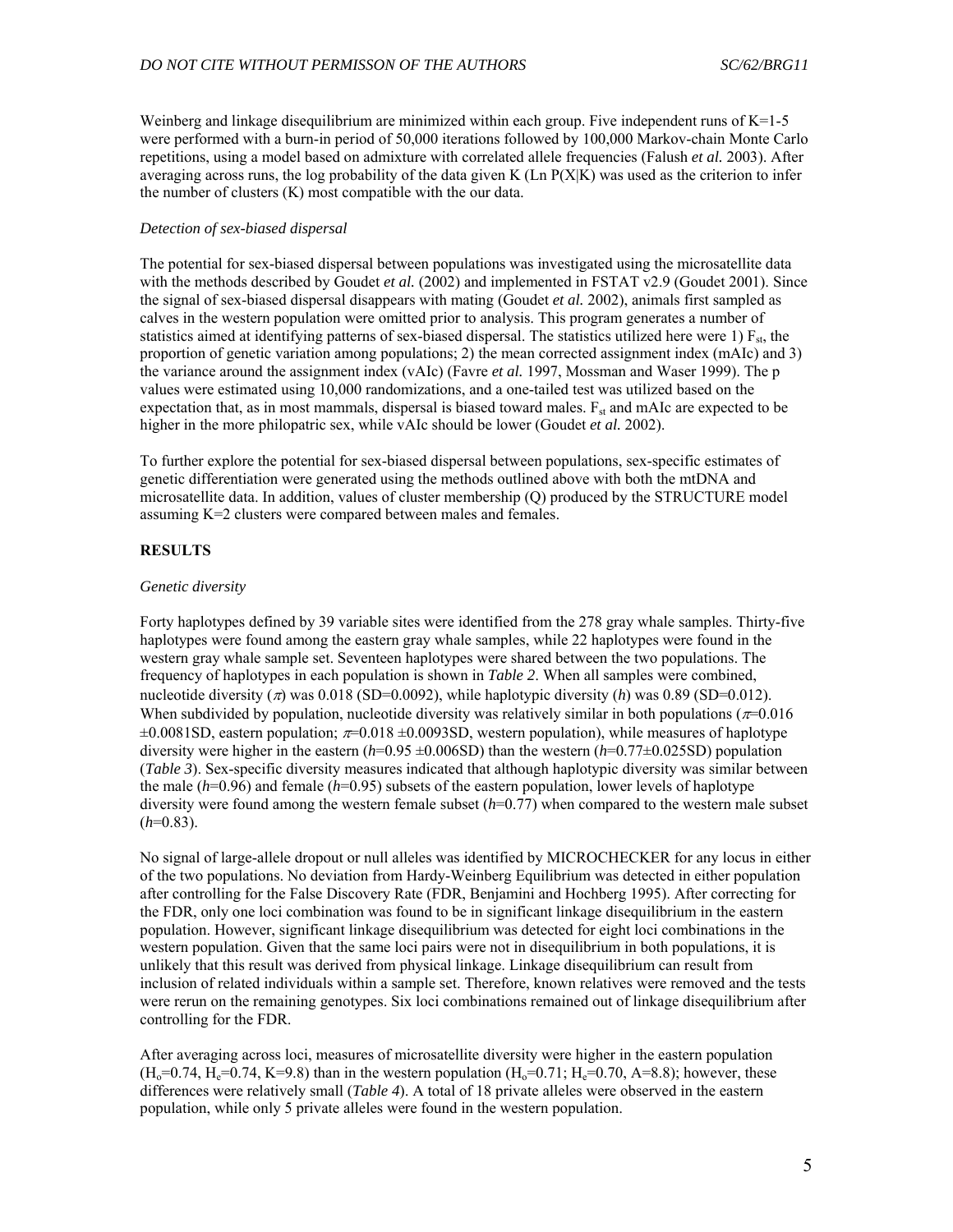Weinberg and linkage disequilibrium are minimized within each group. Five independent runs of K=1-5 were performed with a burn-in period of 50,000 iterations followed by 100,000 Markov-chain Monte Carlo repetitions, using a model based on admixture with correlated allele frequencies (Falush *et al.* 2003). After averaging across runs, the log probability of the data given K (Ln P(X|K) was used as the criterion to infer the number of clusters (K) most compatible with the our data.

*Detection of sex-biased dispersal*

The potential for sex-biased dispersal between populations was investigated using the microsatellite data with the methods described by Goudet *et al.* (2002) and implemented in FSTAT v2.9 (Goudet 2001). Since the signal of sex-biased dispersal disappears with mating (Goudet *et al.* 2002), animals first sampled as calves in the western population were omitted prior to analysis. This program generates a number of statistics aimed at identifying patterns of sex-biased dispersal. The statistics utilized here were 1) $F_{st}$, the proportion of genetic variation among populations; 2) the mean corrected assignment index (mAIc) and 3) the variance around the assignment index (vAIc) (Favre *et al.* 1997, Mossman and Waser 1999). The p values were estimated using 10,000 randomizations, and a one-tailed test was utilized based on the expectation that, as in most mammals, dispersal is biased toward males. $F_{st}$ and mAIc are expected to be higher in the more philopatric sex, while vAIc should be lower (Goudet *et al.* 2002).

To further explore the potential for sex-biased dispersal between populations, sex-specific estimates of genetic differentiation were generated using the methods outlined above with both the mtDNA and microsatellite data. In addition, values of cluster membership (Q) produced by the STRUCTURE model assuming K=2 clusters were compared between males and females.

## RESULTS

*Genetic diversity*

Forty haplotypes defined by 39 variable sites were identified from the 278 gray whale samples. Thirty-five haplotypes were found among the eastern gray whale samples, while 22 haplotypes were found in the western gray whale sample set. Seventeen haplotypes were shared between the two populations. The frequency of haplotypes in each population is shown in *Table 2*. When all samples were combined, nucleotide diversity ($\pi$) was 0.018 (SD=0.0092), while haplotypic diversity ($h$) was 0.89 (SD=0.012). When subdivided by population, nucleotide diversity was relatively similar in both populations ($\pi$=0.016 ±0.0081SD, eastern population; $\pi$=0.018 ±0.0093SD, western population), while measures of haplotype diversity were higher in the eastern ($h$=0.95 ±0.006SD) than the western ($h$=0.77±0.025SD) population (*Table 3*). Sex-specific diversity measures indicated that although haplotypic diversity was similar between the male ($h$=0.96) and female ($h$=0.95) subsets of the eastern population, lower levels of haplotype diversity were found among the western female subset ($h$=0.77) when compared to the western male subset ($h$=0.83).

No signal of large-allele dropout or null alleles was identified by MICROCHECKER for any locus in either of the two populations. No deviation from Hardy-Weinberg Equilibrium was detected in either population after controlling for the False Discovery Rate (FDR, Benjamini and Hochberg 1995). After correcting for the FDR, only one loci combination was found to be in significant linkage disequilibrium in the eastern population. However, significant linkage disequilibrium was detected for eight loci combinations in the western population. Given that the same loci pairs were not in disequilibrium in both populations, it is unlikely that this result was derived from physical linkage. Linkage disequilibrium can result from inclusion of related individuals within a sample set. Therefore, known relatives were removed and the tests were rerun on the remaining genotypes. Six loci combinations remained out of linkage disequilibrium after controlling for the FDR.

After averaging across loci, measures of microsatellite diversity were higher in the eastern population ($H_o$=0.74, $H_e$=0.74, K=9.8) than in the western population ($H_o$=0.71; $H_e$=0.70, A=8.8); however, these differences were relatively small (*Table 4*). A total of 18 private alleles were observed in the eastern population, while only 5 private alleles were found in the western population.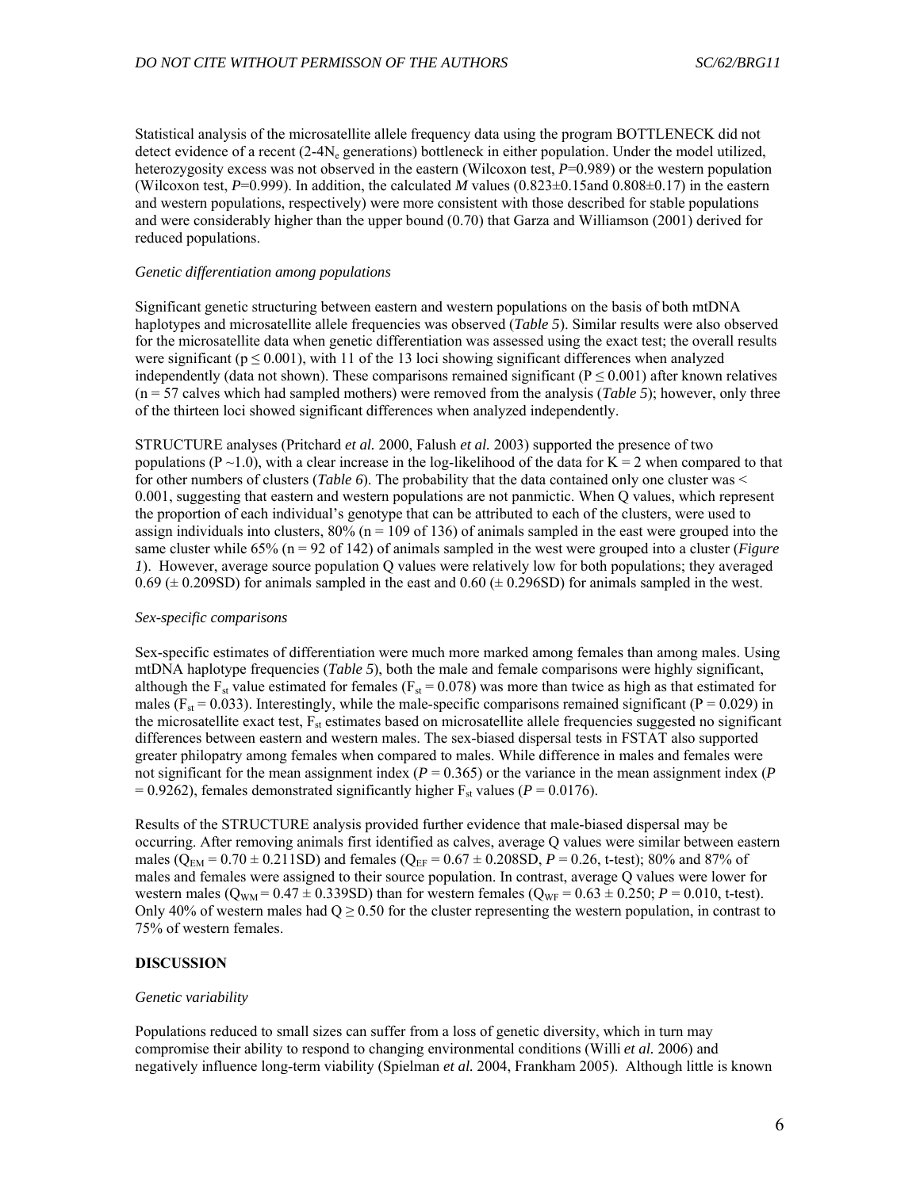Statistical analysis of the microsatellite allele frequency data using the program BOTTLENECK did not detect evidence of a recent (2-4$N_e$ generations) bottleneck in either population. Under the model utilized, heterozygosity excess was not observed in the eastern (Wilcoxon test, $P$=0.989) or the western population (Wilcoxon test, $P$=0.999). In addition, the calculated $M$ values (0.823±0.15and 0.808±0.17) in the eastern and western populations, respectively) were more consistent with those described for stable populations and were considerably higher than the upper bound (0.70) that Garza and Williamson (2001) derived for reduced populations.

*Genetic differentiation among populations*

Significant genetic structuring between eastern and western populations on the basis of both mtDNA haplotypes and microsatellite allele frequencies was observed (*Table 5*). Similar results were also observed for the microsatellite data when genetic differentiation was assessed using the exact test; the overall results were significant ($p \leq 0.001$), with 11 of the 13 loci showing significant differences when analyzed independently (data not shown). These comparisons remained significant ($P \leq 0.001$) after known relatives (n = 57 calves which had sampled mothers) were removed from the analysis (*Table 5*); however, only three of the thirteen loci showed significant differences when analyzed independently.

STRUCTURE analyses (Pritchard *et al.* 2000, Falush *et al.* 2003) supported the presence of two populations ($P \sim 1.0$), with a clear increase in the log-likelihood of the data for K = 2 when compared to that for other numbers of clusters (*Table 6*). The probability that the data contained only one cluster was < 0.001, suggesting that eastern and western populations are not panmictic. When Q values, which represent the proportion of each individual's genotype that can be attributed to each of the clusters, were used to assign individuals into clusters, 80% (n = 109 of 136) of animals sampled in the east were grouped into the same cluster while 65% (n = 92 of 142) of animals sampled in the west were grouped into a cluster (*Figure 1*). However, average source population Q values were relatively low for both populations; they averaged 0.69 (± 0.209SD) for animals sampled in the east and 0.60 (± 0.296SD) for animals sampled in the west.

*Sex-specific comparisons*

Sex-specific estimates of differentiation were much more marked among females than among males. Using mtDNA haplotype frequencies (*Table 5*), both the male and female comparisons were highly significant, although the $F_{st}$ value estimated for females ($F_{st} = 0.078$) was more than twice as high as that estimated for males ($F_{st} = 0.033$). Interestingly, while the male-specific comparisons remained significant ($P = 0.029$) in the microsatellite exact test, $F_{st}$ estimates based on microsatellite allele frequencies suggested no significant differences between eastern and western males. The sex-biased dispersal tests in FSTAT also supported greater philopatry among females when compared to males. While difference in males and females were not significant for the mean assignment index ($P = 0.365$) or the variance in the mean assignment index ($P = 0.9262$), females demonstrated significantly higher $F_{st}$ values ($P = 0.0176$).

Results of the STRUCTURE analysis provided further evidence that male-biased dispersal may be occurring. After removing animals first identified as calves, average Q values were similar between eastern males ($Q_{EM} = 0.70 \pm 0.211$SD) and females ($Q_{EF} = 0.67 \pm 0.208$SD, $P = 0.26$, t-test); 80% and 87% of males and females were assigned to their source population. In contrast, average Q values were lower for western males ($Q_{WM} = 0.47 \pm 0.339$SD) than for western females ($Q_{WF} = 0.63 \pm 0.250$; $P = 0.010$, t-test). Only 40% of western males had $Q \geq 0.50$ for the cluster representing the western population, in contrast to 75% of western females.

## DISCUSSION

*Genetic variability*

Populations reduced to small sizes can suffer from a loss of genetic diversity, which in turn may compromise their ability to respond to changing environmental conditions (Willi *et al.* 2006) and negatively influence long-term viability (Spielman *et al.* 2004, Frankham 2005). Although little is known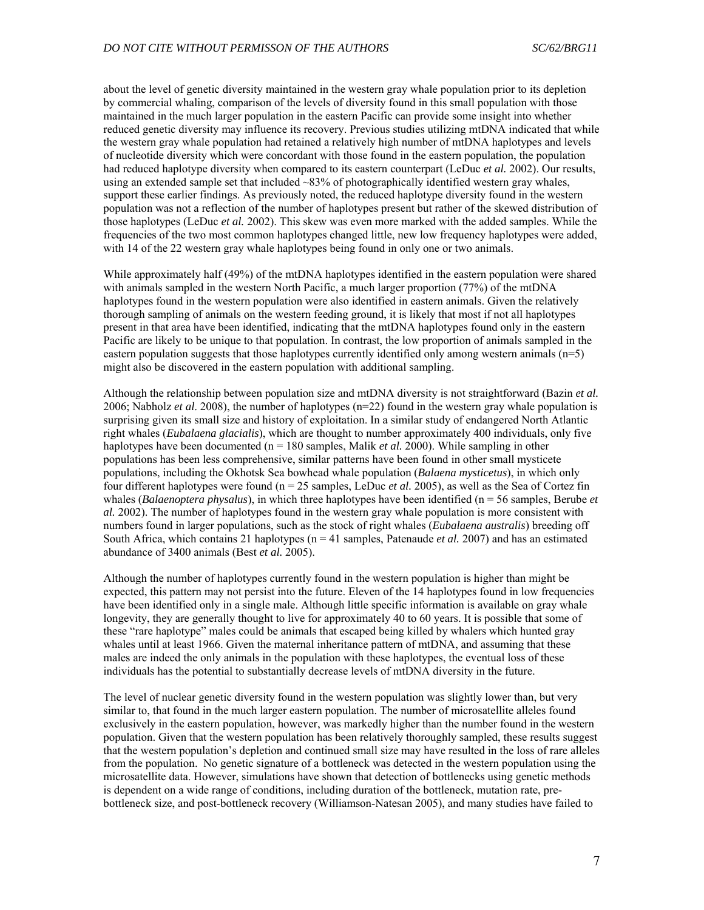about the level of genetic diversity maintained in the western gray whale population prior to its depletion by commercial whaling, comparison of the levels of diversity found in this small population with those maintained in the much larger population in the eastern Pacific can provide some insight into whether reduced genetic diversity may influence its recovery. Previous studies utilizing mtDNA indicated that while the western gray whale population had retained a relatively high number of mtDNA haplotypes and levels of nucleotide diversity which were concordant with those found in the eastern population, the population had reduced haplotype diversity when compared to its eastern counterpart (LeDuc *et al.* 2002). Our results, using an extended sample set that included ~83% of photographically identified western gray whales, support these earlier findings. As previously noted, the reduced haplotype diversity found in the western population was not a reflection of the number of haplotypes present but rather of the skewed distribution of those haplotypes (LeDuc *et al.* 2002). This skew was even more marked with the added samples. While the frequencies of the two most common haplotypes changed little, new low frequency haplotypes were added, with 14 of the 22 western gray whale haplotypes being found in only one or two animals.

While approximately half (49%) of the mtDNA haplotypes identified in the eastern population were shared with animals sampled in the western North Pacific, a much larger proportion (77%) of the mtDNA haplotypes found in the western population were also identified in eastern animals. Given the relatively thorough sampling of animals on the western feeding ground, it is likely that most if not all haplotypes present in that area have been identified, indicating that the mtDNA haplotypes found only in the eastern Pacific are likely to be unique to that population. In contrast, the low proportion of animals sampled in the eastern population suggests that those haplotypes currently identified only among western animals (n=5) might also be discovered in the eastern population with additional sampling.

Although the relationship between population size and mtDNA diversity is not straightforward (Bazin *et al.* 2006; Nabholz *et al*. 2008), the number of haplotypes (n=22) found in the western gray whale population is surprising given its small size and history of exploitation. In a similar study of endangered North Atlantic right whales (*Eubalaena glacialis*), which are thought to number approximately 400 individuals, only five haplotypes have been documented (n = 180 samples, Malik *et al.* 2000). While sampling in other populations has been less comprehensive, similar patterns have been found in other small mysticete populations, including the Okhotsk Sea bowhead whale population (*Balaena mysticetus*), in which only four different haplotypes were found (n = 25 samples, LeDuc *et al.* 2005), as well as the Sea of Cortez fin whales (*Balaenoptera physalus*), in which three haplotypes have been identified (n = 56 samples, Berube *et al.* 2002). The number of haplotypes found in the western gray whale population is more consistent with numbers found in larger populations, such as the stock of right whales (*Eubalaena australis*) breeding off South Africa, which contains 21 haplotypes (n = 41 samples, Patenaude *et al.* 2007) and has an estimated abundance of 3400 animals (Best *et al.* 2005).

Although the number of haplotypes currently found in the western population is higher than might be expected, this pattern may not persist into the future. Eleven of the 14 haplotypes found in low frequencies have been identified only in a single male. Although little specific information is available on gray whale longevity, they are generally thought to live for approximately 40 to 60 years. It is possible that some of these "rare haplotype" males could be animals that escaped being killed by whalers which hunted gray whales until at least 1966. Given the maternal inheritance pattern of mtDNA, and assuming that these males are indeed the only animals in the population with these haplotypes, the eventual loss of these individuals has the potential to substantially decrease levels of mtDNA diversity in the future.

The level of nuclear genetic diversity found in the western population was slightly lower than, but very similar to, that found in the much larger eastern population. The number of microsatellite alleles found exclusively in the eastern population, however, was markedly higher than the number found in the western population. Given that the western population has been relatively thoroughly sampled, these results suggest that the western population's depletion and continued small size may have resulted in the loss of rare alleles from the population. No genetic signature of a bottleneck was detected in the western population using the microsatellite data. However, simulations have shown that detection of bottlenecks using genetic methods is dependent on a wide range of conditions, including duration of the bottleneck, mutation rate, pre-bottleneck size, and post-bottleneck recovery (Williamson-Natesan 2005), and many studies have failed to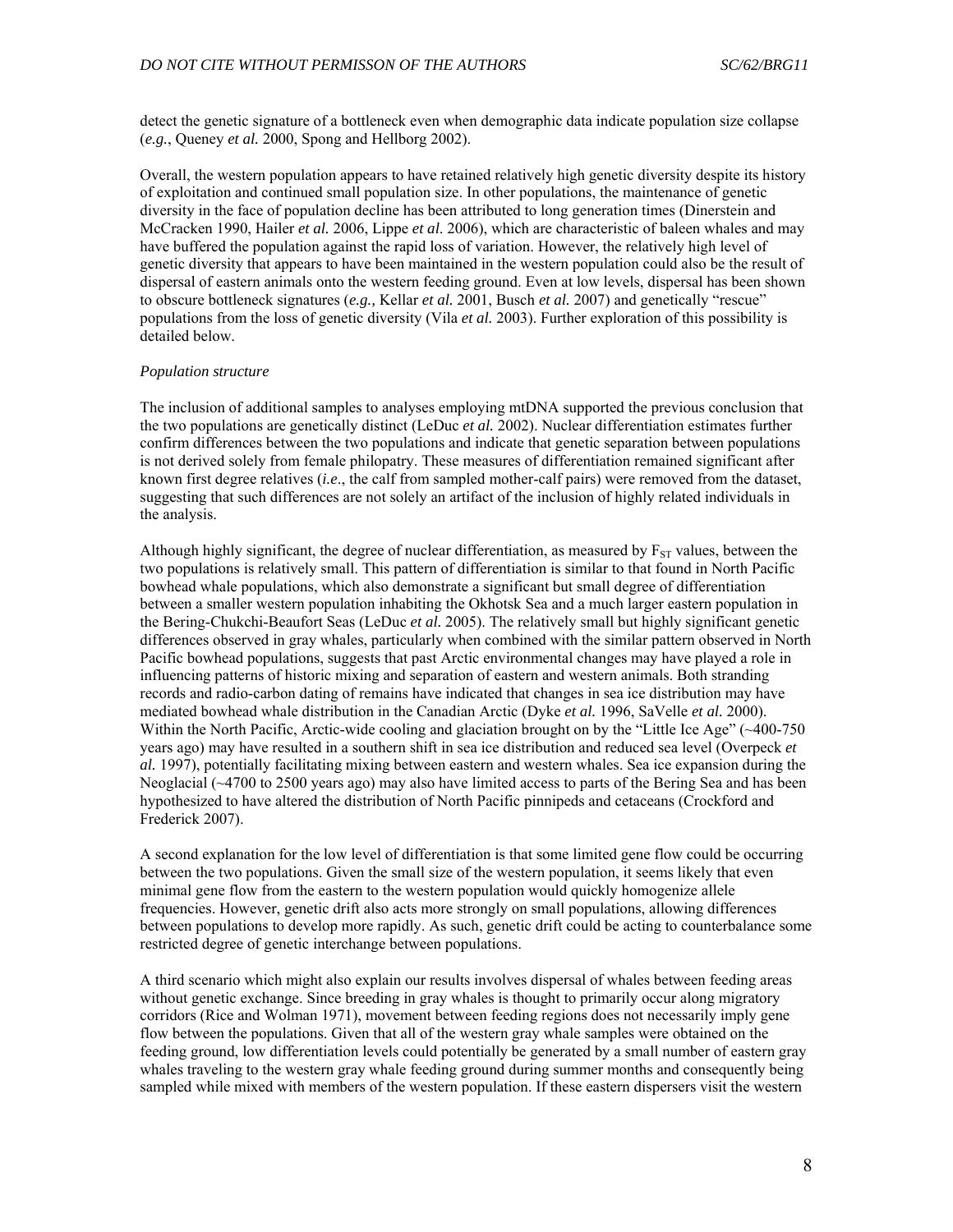detect the genetic signature of a bottleneck even when demographic data indicate population size collapse (*e.g.*, Queney *et al.* 2000, Spong and Hellborg 2002).

Overall, the western population appears to have retained relatively high genetic diversity despite its history of exploitation and continued small population size. In other populations, the maintenance of genetic diversity in the face of population decline has been attributed to long generation times (Dinerstein and McCracken 1990, Hailer *et al.* 2006, Lippe *et al.* 2006), which are characteristic of baleen whales and may have buffered the population against the rapid loss of variation. However, the relatively high level of genetic diversity that appears to have been maintained in the western population could also be the result of dispersal of eastern animals onto the western feeding ground. Even at low levels, dispersal has been shown to obscure bottleneck signatures (*e.g.,* Kellar *et al.* 2001, Busch *et al.* 2007) and genetically "rescue" populations from the loss of genetic diversity (Vila *et al.* 2003). Further exploration of this possibility is detailed below.

*Population structure*

The inclusion of additional samples to analyses employing mtDNA supported the previous conclusion that the two populations are genetically distinct (LeDuc *et al.* 2002). Nuclear differentiation estimates further confirm differences between the two populations and indicate that genetic separation between populations is not derived solely from female philopatry. These measures of differentiation remained significant after known first degree relatives (*i.e*., the calf from sampled mother-calf pairs) were removed from the dataset, suggesting that such differences are not solely an artifact of the inclusion of highly related individuals in the analysis.

Although highly significant, the degree of nuclear differentiation, as measured by $F_{ST}$ values, between the two populations is relatively small. This pattern of differentiation is similar to that found in North Pacific bowhead whale populations, which also demonstrate a significant but small degree of differentiation between a smaller western population inhabiting the Okhotsk Sea and a much larger eastern population in the Bering-Chukchi-Beaufort Seas (LeDuc *et al.* 2005). The relatively small but highly significant genetic differences observed in gray whales, particularly when combined with the similar pattern observed in North Pacific bowhead populations, suggests that past Arctic environmental changes may have played a role in influencing patterns of historic mixing and separation of eastern and western animals. Both stranding records and radio-carbon dating of remains have indicated that changes in sea ice distribution may have mediated bowhead whale distribution in the Canadian Arctic (Dyke *et al.* 1996, SaVelle *et al.* 2000). Within the North Pacific, Arctic-wide cooling and glaciation brought on by the "Little Ice Age" (~400-750 years ago) may have resulted in a southern shift in sea ice distribution and reduced sea level (Overpeck *et al.* 1997), potentially facilitating mixing between eastern and western whales. Sea ice expansion during the Neoglacial (~4700 to 2500 years ago) may also have limited access to parts of the Bering Sea and has been hypothesized to have altered the distribution of North Pacific pinnipeds and cetaceans (Crockford and Frederick 2007).

A second explanation for the low level of differentiation is that some limited gene flow could be occurring between the two populations. Given the small size of the western population, it seems likely that even minimal gene flow from the eastern to the western population would quickly homogenize allele frequencies. However, genetic drift also acts more strongly on small populations, allowing differences between populations to develop more rapidly. As such, genetic drift could be acting to counterbalance some restricted degree of genetic interchange between populations.

A third scenario which might also explain our results involves dispersal of whales between feeding areas without genetic exchange. Since breeding in gray whales is thought to primarily occur along migratory corridors (Rice and Wolman 1971), movement between feeding regions does not necessarily imply gene flow between the populations. Given that all of the western gray whale samples were obtained on the feeding ground, low differentiation levels could potentially be generated by a small number of eastern gray whales traveling to the western gray whale feeding ground during summer months and consequently being sampled while mixed with members of the western population. If these eastern dispersers visit the western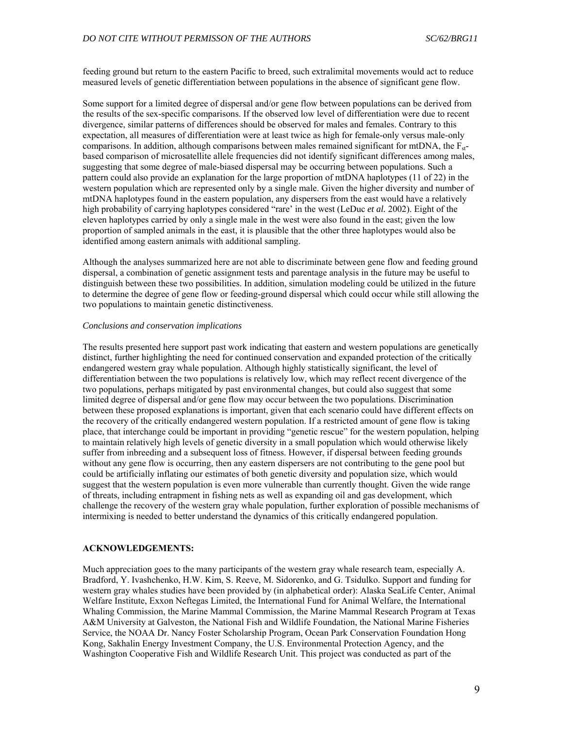feeding ground but return to the eastern Pacific to breed, such extralimital movements would act to reduce measured levels of genetic differentiation between populations in the absence of significant gene flow.

Some support for a limited degree of dispersal and/or gene flow between populations can be derived from the results of the sex-specific comparisons. If the observed low level of differentiation were due to recent divergence, similar patterns of differences should be observed for males and females. Contrary to this expectation, all measures of differentiation were at least twice as high for female-only versus male-only comparisons. In addition, although comparisons between males remained significant for mtDNA, the $F_{st}$-based comparison of microsatellite allele frequencies did not identify significant differences among males, suggesting that some degree of male-biased dispersal may be occurring between populations. Such a pattern could also provide an explanation for the large proportion of mtDNA haplotypes (11 of 22) in the western population which are represented only by a single male. Given the higher diversity and number of mtDNA haplotypes found in the eastern population, any dispersers from the east would have a relatively high probability of carrying haplotypes considered "rare' in the west (LeDuc *et al.* 2002). Eight of the eleven haplotypes carried by only a single male in the west were also found in the east; given the low proportion of sampled animals in the east, it is plausible that the other three haplotypes would also be identified among eastern animals with additional sampling.

Although the analyses summarized here are not able to discriminate between gene flow and feeding ground dispersal, a combination of genetic assignment tests and parentage analysis in the future may be useful to distinguish between these two possibilities. In addition, simulation modeling could be utilized in the future to determine the degree of gene flow or feeding-ground dispersal which could occur while still allowing the two populations to maintain genetic distinctiveness.

*Conclusions and conservation implications*

The results presented here support past work indicating that eastern and western populations are genetically distinct, further highlighting the need for continued conservation and expanded protection of the critically endangered western gray whale population. Although highly statistically significant, the level of differentiation between the two populations is relatively low, which may reflect recent divergence of the two populations, perhaps mitigated by past environmental changes, but could also suggest that some limited degree of dispersal and/or gene flow may occur between the two populations. Discrimination between these proposed explanations is important, given that each scenario could have different effects on the recovery of the critically endangered western population. If a restricted amount of gene flow is taking place, that interchange could be important in providing "genetic rescue" for the western population, helping to maintain relatively high levels of genetic diversity in a small population which would otherwise likely suffer from inbreeding and a subsequent loss of fitness. However, if dispersal between feeding grounds without any gene flow is occurring, then any eastern dispersers are not contributing to the gene pool but could be artificially inflating our estimates of both genetic diversity and population size, which would suggest that the western population is even more vulnerable than currently thought. Given the wide range of threats, including entrapment in fishing nets as well as expanding oil and gas development, which challenge the recovery of the western gray whale population, further exploration of possible mechanisms of intermixing is needed to better understand the dynamics of this critically endangered population.

## ACKNOWLEDGEMENTS:

Much appreciation goes to the many participants of the western gray whale research team, especially A. Bradford, Y. Ivashchenko, H.W. Kim, S. Reeve, M. Sidorenko, and G. Tsidulko. Support and funding for western gray whales studies have been provided by (in alphabetical order): Alaska SeaLife Center, Animal Welfare Institute, Exxon Neftegas Limited, the International Fund for Animal Welfare, the International Whaling Commission, the Marine Mammal Commission, the Marine Mammal Research Program at Texas A&M University at Galveston, the National Fish and Wildlife Foundation, the National Marine Fisheries Service, the NOAA Dr. Nancy Foster Scholarship Program, Ocean Park Conservation Foundation Hong Kong, Sakhalin Energy Investment Company, the U.S. Environmental Protection Agency, and the Washington Cooperative Fish and Wildlife Research Unit. This project was conducted as part of the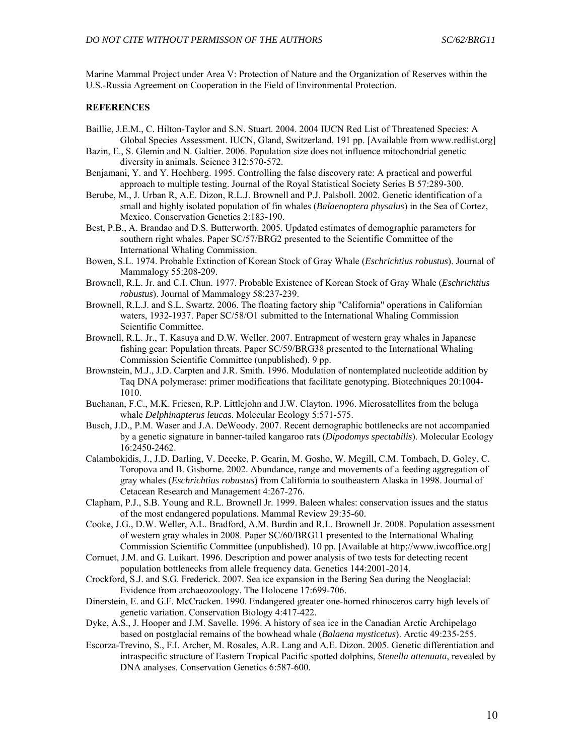Marine Mammal Project under Area V: Protection of Nature and the Organization of Reserves within the U.S.-Russia Agreement on Cooperation in the Field of Environmental Protection.

**REFERENCES**

Baillie, J.E.M., C. Hilton-Taylor and S.N. Stuart. 2004. 2004 IUCN Red List of Threatened Species: A Global Species Assessment. IUCN, Gland, Switzerland. 191 pp. [Available from www.redlist.org]

Bazin, E., S. Glemin and N. Galtier. 2006. Population size does not influence mitochondrial genetic diversity in animals. Science 312:570-572.

Benjamani, Y. and Y. Hochberg. 1995. Controlling the false discovery rate: A practical and powerful approach to multiple testing. Journal of the Royal Statistical Society Series B 57:289-300.

Berube, M., J. Urban R, A.E. Dizon, R.L.J. Brownell and P.J. Palsboll. 2002. Genetic identification of a small and highly isolated population of fin whales (*Balaenoptera physalus*) in the Sea of Cortez, Mexico. Conservation Genetics 2:183-190.

Best, P.B., A. Brandao and D.S. Butterworth. 2005. Updated estimates of demographic parameters for southern right whales. Paper SC/57/BRG2 presented to the Scientific Committee of the International Whaling Commission.

Bowen, S.L. 1974. Probable Extinction of Korean Stock of Gray Whale (*Eschrichtius robustus*). Journal of Mammalogy 55:208-209.

Brownell, R.L. Jr. and C.I. Chun. 1977. Probable Existence of Korean Stock of Gray Whale (*Eschrichtius robustus*). Journal of Mammalogy 58:237-239.

Brownell, R.L.J. and S.L. Swartz. 2006. The floating factory ship "California" operations in Californian waters, 1932-1937. Paper SC/58/O1 submitted to the International Whaling Commission Scientific Committee.

Brownell, R.L. Jr., T. Kasuya and D.W. Weller. 2007. Entrapment of western gray whales in Japanese fishing gear: Population threats. Paper SC/59/BRG38 presented to the International Whaling Commission Scientific Committee (unpublished). 9 pp.

Brownstein, M.J., J.D. Carpten and J.R. Smith. 1996. Modulation of nontemplated nucleotide addition by Taq DNA polymerase: primer modifications that facilitate genotyping. Biotechniques 20:1004-1010.

Buchanan, F.C., M.K. Friesen, R.P. Littlejohn and J.W. Clayton. 1996. Microsatellites from the beluga whale *Delphinapterus leucas*. Molecular Ecology 5:571-575.

Busch, J.D., P.M. Waser and J.A. DeWoody. 2007. Recent demographic bottlenecks are not accompanied by a genetic signature in banner-tailed kangaroo rats (*Dipodomys spectabilis*). Molecular Ecology 16:2450-2462.

Calambokidis, J., J.D. Darling, V. Deecke, P. Gearin, M. Gosho, W. Megill, C.M. Tombach, D. Goley, C. Toropova and B. Gisborne. 2002. Abundance, range and movements of a feeding aggregation of gray whales (*Eschrichtius robustus*) from California to southeastern Alaska in 1998. Journal of Cetacean Research and Management 4:267-276.

Clapham, P.J., S.B. Young and R.L. Brownell Jr. 1999. Baleen whales: conservation issues and the status of the most endangered populations. Mammal Review 29:35-60.

Cooke, J.G., D.W. Weller, A.L. Bradford, A.M. Burdin and R.L. Brownell Jr. 2008. Population assessment of western gray whales in 2008. Paper SC/60/BRG11 presented to the International Whaling Commission Scientific Committee (unpublished). 10 pp. [Available at http;//www.iwcoffice.org]

Cornuet, J.M. and G. Luikart. 1996. Description and power analysis of two tests for detecting recent population bottlenecks from allele frequency data. Genetics 144:2001-2014.

Crockford, S.J. and S.G. Frederick. 2007. Sea ice expansion in the Bering Sea during the Neoglacial: Evidence from archaeozoology. The Holocene 17:699-706.

Dinerstein, E. and G.F. McCracken. 1990. Endangered greater one-horned rhinoceros carry high levels of genetic variation. Conservation Biology 4:417-422.

Dyke, A.S., J. Hooper and J.M. Savelle. 1996. A history of sea ice in the Canadian Arctic Archipelago based on postglacial remains of the bowhead whale (*Balaena mysticetus*). Arctic 49:235-255.

Escorza-Trevino, S., F.I. Archer, M. Rosales, A.R. Lang and A.E. Dizon. 2005. Genetic differentiation and intraspecific structure of Eastern Tropical Pacific spotted dolphins, *Stenella attenuata*, revealed by DNA analyses. Conservation Genetics 6:587-600.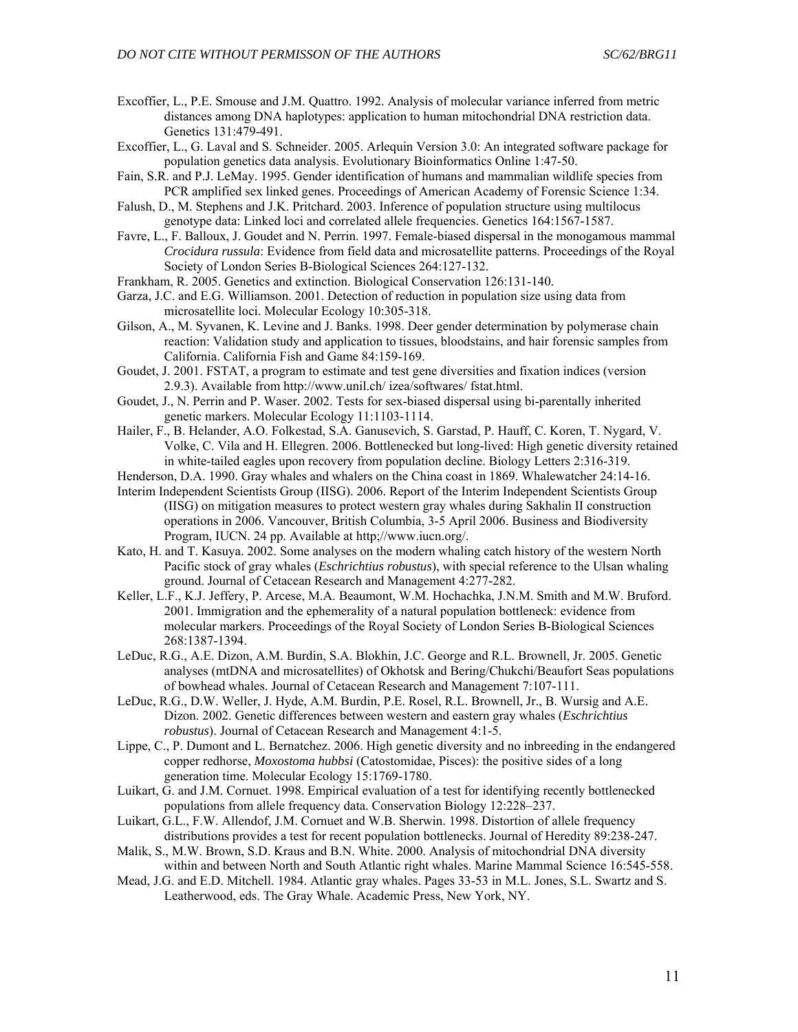Excoffier, L., P.E. Smouse and J.M. Quattro. 1992. Analysis of molecular variance inferred from metric distances among DNA haplotypes: application to human mitochondrial DNA restriction data. Genetics 131:479-491.

Excoffier, L., G. Laval and S. Schneider. 2005. Arlequin Version 3.0: An integrated software package for population genetics data analysis. Evolutionary Bioinformatics Online 1:47-50.

Fain, S.R. and P.J. LeMay. 1995. Gender identification of humans and mammalian wildlife species from PCR amplified sex linked genes. Proceedings of American Academy of Forensic Science 1:34.

Falush, D., M. Stephens and J.K. Pritchard. 2003. Inference of population structure using multilocus genotype data: Linked loci and correlated allele frequencies. Genetics 164:1567-1587.

Favre, L., F. Balloux, J. Goudet and N. Perrin. 1997. Female-biased dispersal in the monogamous mammal *Crocidura russula*: Evidence from field data and microsatellite patterns. Proceedings of the Royal Society of London Series B-Biological Sciences 264:127-132.

Frankham, R. 2005. Genetics and extinction. Biological Conservation 126:131-140.

Garza, J.C. and E.G. Williamson. 2001. Detection of reduction in population size using data from microsatellite loci. Molecular Ecology 10:305-318.

Gilson, A., M. Syvanen, K. Levine and J. Banks. 1998. Deer gender determination by polymerase chain reaction: Validation study and application to tissues, bloodstains, and hair forensic samples from California. California Fish and Game 84:159-169.

Goudet, J. 2001. FSTAT, a program to estimate and test gene diversities and fixation indices (version 2.9.3). Available from http://www.unil.ch/ izea/softwares/ fstat.html.

Goudet, J., N. Perrin and P. Waser. 2002. Tests for sex-biased dispersal using bi-parentally inherited genetic markers. Molecular Ecology 11:1103-1114.

Hailer, F., B. Helander, A.O. Folkestad, S.A. Ganusevich, S. Garstad, P. Hauff, C. Koren, T. Nygard, V. Volke, C. Vila and H. Ellegren. 2006. Bottlenecked but long-lived: High genetic diversity retained in white-tailed eagles upon recovery from population decline. Biology Letters 2:316-319.

Henderson, D.A. 1990. Gray whales and whalers on the China coast in 1869. Whalewatcher 24:14-16.

Interim Independent Scientists Group (IISG). 2006. Report of the Interim Independent Scientists Group (IISG) on mitigation measures to protect western gray whales during Sakhalin II construction operations in 2006. Vancouver, British Columbia, 3-5 April 2006. Business and Biodiversity Program, IUCN. 24 pp. Available at http;//www.iucn.org/.

Kato, H. and T. Kasuya. 2002. Some analyses on the modern whaling catch history of the western North Pacific stock of gray whales (*Eschrichtius robustus*), with special reference to the Ulsan whaling ground. Journal of Cetacean Research and Management 4:277-282.

Keller, L.F., K.J. Jeffery, P. Arcese, M.A. Beaumont, W.M. Hochachka, J.N.M. Smith and M.W. Bruford. 2001. Immigration and the ephemerality of a natural population bottleneck: evidence from molecular markers. Proceedings of the Royal Society of London Series B-Biological Sciences 268:1387-1394.

LeDuc, R.G., A.E. Dizon, A.M. Burdin, S.A. Blokhin, J.C. George and R.L. Brownell, Jr. 2005. Genetic analyses (mtDNA and microsatellites) of Okhotsk and Bering/Chukchi/Beaufort Seas populations of bowhead whales. Journal of Cetacean Research and Management 7:107-111.

LeDuc, R.G., D.W. Weller, J. Hyde, A.M. Burdin, P.E. Rosel, R.L. Brownell, Jr., B. Wursig and A.E. Dizon. 2002. Genetic differences between western and eastern gray whales (*Eschrichtius robustus*). Journal of Cetacean Research and Management 4:1-5.

Lippe, C., P. Dumont and L. Bernatchez. 2006. High genetic diversity and no inbreeding in the endangered copper redhorse, *Moxostoma hubbsi* (Catostomidae, Pisces): the positive sides of a long generation time. Molecular Ecology 15:1769-1780.

Luikart, G. and J.M. Cornuet. 1998. Empirical evaluation of a test for identifying recently bottlenecked populations from allele frequency data. Conservation Biology 12:228–237.

Luikart, G.L., F.W. Allendof, J.M. Cornuet and W.B. Sherwin. 1998. Distortion of allele frequency distributions provides a test for recent population bottlenecks. Journal of Heredity 89:238-247.

Malik, S., M.W. Brown, S.D. Kraus and B.N. White. 2000. Analysis of mitochondrial DNA diversity within and between North and South Atlantic right whales. Marine Mammal Science 16:545-558.

Mead, J.G. and E.D. Mitchell. 1984. Atlantic gray whales. Pages 33-53 in M.L. Jones, S.L. Swartz and S. Leatherwood, eds. The Gray Whale. Academic Press, New York, NY.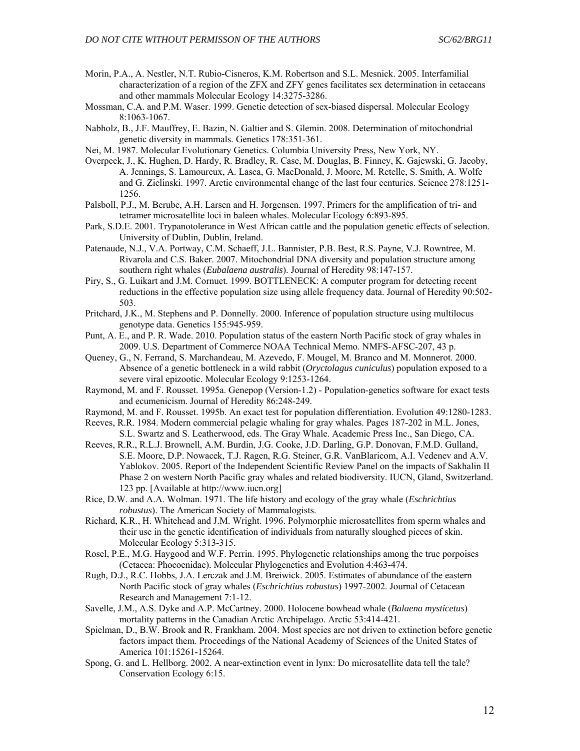Morin, P.A., A. Nestler, N.T. Rubio-Cisneros, K.M. Robertson and S.L. Mesnick. 2005. Interfamilial characterization of a region of the ZFX and ZFY genes facilitates sex determination in cetaceans and other mammals Molecular Ecology 14:3275-3286.

Mossman, C.A. and P.M. Waser. 1999. Genetic detection of sex-biased dispersal. Molecular Ecology 8:1063-1067.

Nabholz, B., J.F. Mauffrey, E. Bazin, N. Galtier and S. Glemin. 2008. Determination of mitochondrial genetic diversity in mammals. Genetics 178:351-361.

Nei, M. 1987. Molecular Evolutionary Genetics. Columbia University Press, New York, NY.

Overpeck, J., K. Hughen, D. Hardy, R. Bradley, R. Case, M. Douglas, B. Finney, K. Gajewski, G. Jacoby, A. Jennings, S. Lamoureux, A. Lasca, G. MacDonald, J. Moore, M. Retelle, S. Smith, A. Wolfe and G. Zielinski. 1997. Arctic environmental change of the last four centuries. Science 278:1251-1256.

Palsboll, P.J., M. Berube, A.H. Larsen and H. Jorgensen. 1997. Primers for the amplification of tri- and tetramer microsatellite loci in baleen whales. Molecular Ecology 6:893-895.

Park, S.D.E. 2001. Trypanotolerance in West African cattle and the population genetic effects of selection. University of Dublin, Dublin, Ireland.

Patenaude, N.J., V.A. Portway, C.M. Schaeff, J.L. Bannister, P.B. Best, R.S. Payne, V.J. Rowntree, M. Rivarola and C.S. Baker. 2007. Mitochondrial DNA diversity and population structure among southern right whales (*Eubalaena australis*). Journal of Heredity 98:147-157.

Piry, S., G. Luikart and J.M. Cornuet. 1999. BOTTLENECK: A computer program for detecting recent reductions in the effective population size using allele frequency data. Journal of Heredity 90:502-503.

Pritchard, J.K., M. Stephens and P. Donnelly. 2000. Inference of population structure using multilocus genotype data. Genetics 155:945-959.

Punt, A. E., and P. R. Wade. 2010. Population status of the eastern North Pacific stock of gray whales in 2009. U.S. Department of Commerce NOAA Technical Memo. NMFS-AFSC-207, 43 p.

Queney, G., N. Ferrand, S. Marchandeau, M. Azevedo, F. Mougel, M. Branco and M. Monnerot. 2000. Absence of a genetic bottleneck in a wild rabbit (*Oryctolagus cuniculus*) population exposed to a severe viral epizootic. Molecular Ecology 9:1253-1264.

Raymond, M. and F. Rousset. 1995a. Genepop (Version-1.2) - Population-genetics software for exact tests and ecumenicism. Journal of Heredity 86:248-249.

Raymond, M. and F. Rousset. 1995b. An exact test for population differentiation. Evolution 49:1280-1283.

Reeves, R.R. 1984. Modern commercial pelagic whaling for gray whales. Pages 187-202 in M.L. Jones, S.L. Swartz and S. Leatherwood, eds. The Gray Whale. Academic Press Inc., San Diego, CA.

Reeves, R.R., R.L.J. Brownell, A.M. Burdin, J.G. Cooke, J.D. Darling, G.P. Donovan, F.M.D. Gulland, S.E. Moore, D.P. Nowacek, T.J. Ragen, R.G. Steiner, G.R. VanBlaricom, A.I. Vedenev and A.V. Yablokov. 2005. Report of the Independent Scientific Review Panel on the impacts of Sakhalin II Phase 2 on western North Pacific gray whales and related biodiversity. IUCN, Gland, Switzerland. 123 pp. [Available at http://www.iucn.org]

Rice, D.W. and A.A. Wolman. 1971. The life history and ecology of the gray whale (*Eschrichtius robustus*). The American Society of Mammalogists.

Richard, K.R., H. Whitehead and J.M. Wright. 1996. Polymorphic microsatellites from sperm whales and their use in the genetic identification of individuals from naturally sloughed pieces of skin. Molecular Ecology 5:313-315.

Rosel, P.E., M.G. Haygood and W.F. Perrin. 1995. Phylogenetic relationships among the true porpoises (Cetacea: Phocoenidae). Molecular Phylogenetics and Evolution 4:463-474.

Rugh, D.J., R.C. Hobbs, J.A. Lerczak and J.M. Breiwick. 2005. Estimates of abundance of the eastern North Pacific stock of gray whales (*Eschrichtius robustus*) 1997-2002. Journal of Cetacean Research and Management 7:1-12.

Savelle, J.M., A.S. Dyke and A.P. McCartney. 2000. Holocene bowhead whale (*Balaena mysticetus*) mortality patterns in the Canadian Arctic Archipelago. Arctic 53:414-421.

Spielman, D., B.W. Brook and R. Frankham. 2004. Most species are not driven to extinction before genetic factors impact them. Proceedings of the National Academy of Sciences of the United States of America 101:15261-15264.

Spong, G. and L. Hellborg. 2002. A near-extinction event in lynx: Do microsatellite data tell the tale? Conservation Ecology 6:15.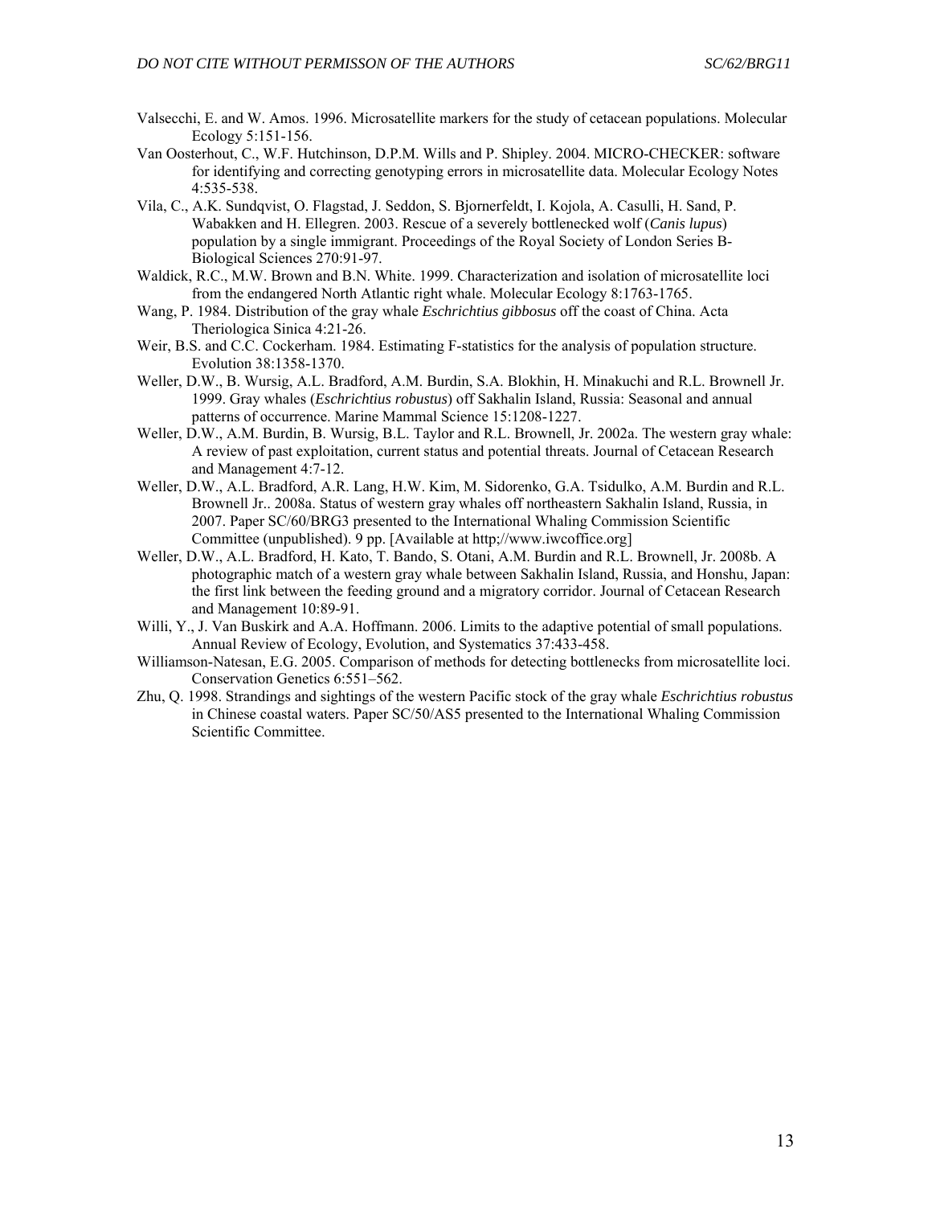Valsecchi, E. and W. Amos. 1996. Microsatellite markers for the study of cetacean populations. Molecular Ecology 5:151-156.

Van Oosterhout, C., W.F. Hutchinson, D.P.M. Wills and P. Shipley. 2004. MICRO-CHECKER: software for identifying and correcting genotyping errors in microsatellite data. Molecular Ecology Notes 4:535-538.

Vila, C., A.K. Sundqvist, O. Flagstad, J. Seddon, S. Bjornerfeldt, I. Kojola, A. Casulli, H. Sand, P. Wabakken and H. Ellegren. 2003. Rescue of a severely bottlenecked wolf (*Canis lupus*) population by a single immigrant. Proceedings of the Royal Society of London Series B-Biological Sciences 270:91-97.

Waldick, R.C., M.W. Brown and B.N. White. 1999. Characterization and isolation of microsatellite loci from the endangered North Atlantic right whale. Molecular Ecology 8:1763-1765.

Wang, P. 1984. Distribution of the gray whale *Eschrichtius gibbosus* off the coast of China. Acta Theriologica Sinica 4:21-26.

Weir, B.S. and C.C. Cockerham. 1984. Estimating F-statistics for the analysis of population structure. Evolution 38:1358-1370.

Weller, D.W., B. Wursig, A.L. Bradford, A.M. Burdin, S.A. Blokhin, H. Minakuchi and R.L. Brownell Jr. 1999. Gray whales (*Eschrichtius robustus*) off Sakhalin Island, Russia: Seasonal and annual patterns of occurrence. Marine Mammal Science 15:1208-1227.

Weller, D.W., A.M. Burdin, B. Wursig, B.L. Taylor and R.L. Brownell, Jr. 2002a. The western gray whale: A review of past exploitation, current status and potential threats. Journal of Cetacean Research and Management 4:7-12.

Weller, D.W., A.L. Bradford, A.R. Lang, H.W. Kim, M. Sidorenko, G.A. Tsidulko, A.M. Burdin and R.L. Brownell Jr.. 2008a. Status of western gray whales off northeastern Sakhalin Island, Russia, in 2007. Paper SC/60/BRG3 presented to the International Whaling Commission Scientific Committee (unpublished). 9 pp. [Available at http;//www.iwcoffice.org]

Weller, D.W., A.L. Bradford, H. Kato, T. Bando, S. Otani, A.M. Burdin and R.L. Brownell, Jr. 2008b. A photographic match of a western gray whale between Sakhalin Island, Russia, and Honshu, Japan: the first link between the feeding ground and a migratory corridor. Journal of Cetacean Research and Management 10:89-91.

Willi, Y., J. Van Buskirk and A.A. Hoffmann. 2006. Limits to the adaptive potential of small populations. Annual Review of Ecology, Evolution, and Systematics 37:433-458.

Williamson-Natesan, E.G. 2005. Comparison of methods for detecting bottlenecks from microsatellite loci. Conservation Genetics 6:551–562.

Zhu, Q. 1998. Strandings and sightings of the western Pacific stock of the gray whale *Eschrichtius robustus* in Chinese coastal waters. Paper SC/50/AS5 presented to the International Whaling Commission Scientific Committee.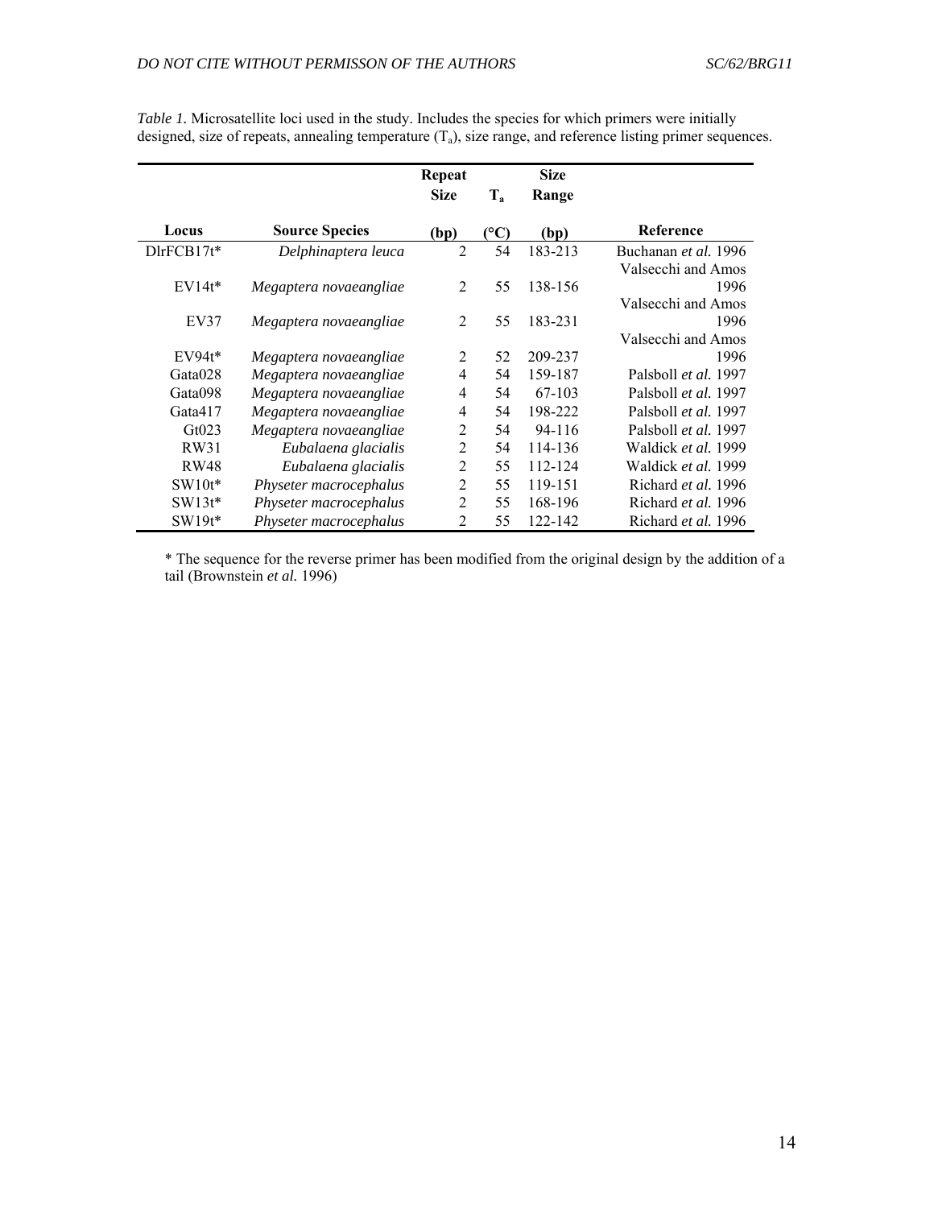*Table 1.* Microsatellite loci used in the study. Includes the species for which primers were initially designed, size of repeats, annealing temperature ($T_a$), size range, and reference listing primer sequences.

| Locus | Source Species | Repeat Size (bp) | $T_a$ (°C) | Size Range (bp) | Reference |
|---|---|---|---|---|---|
| DlrFCB17t* | *Delphinaptera leuca* | 2 | 54 | 183-213 | Buchanan *et al.* 1996 |
| EV14t* | *Megaptera novaeangliae* | 2 | 55 | 138-156 | Valsecchi and Amos 1996 |
| EV37 | *Megaptera novaeangliae* | 2 | 55 | 183-231 | Valsecchi and Amos 1996 |
| EV94t* | *Megaptera novaeangliae* | 2 | 52 | 209-237 | Valsecchi and Amos 1996 |
| Gata028 | *Megaptera novaeangliae* | 4 | 54 | 159-187 | Palsboll *et al.* 1997 |
| Gata098 | *Megaptera novaeangliae* | 4 | 54 | 67-103 | Palsboll *et al.* 1997 |
| Gata417 | *Megaptera novaeangliae* | 4 | 54 | 198-222 | Palsboll *et al.* 1997 |
| Gt023 | *Megaptera novaeangliae* | 2 | 54 | 94-116 | Palsboll *et al.* 1997 |
| RW31 | *Eubalaena glacialis* | 2 | 54 | 114-136 | Waldick *et al.* 1999 |
| RW48 | *Eubalaena glacialis* | 2 | 55 | 112-124 | Waldick *et al.* 1999 |
| SW10t* | *Physeter macrocephalus* | 2 | 55 | 119-151 | Richard *et al.* 1996 |
| SW13t* | *Physeter macrocephalus* | 2 | 55 | 168-196 | Richard *et al.* 1996 |
| SW19t* | *Physeter macrocephalus* | 2 | 55 | 122-142 | Richard *et al.* 1996 |

\* The sequence for the reverse primer has been modified from the original design by the addition of a tail (Brownstein *et al.* 1996)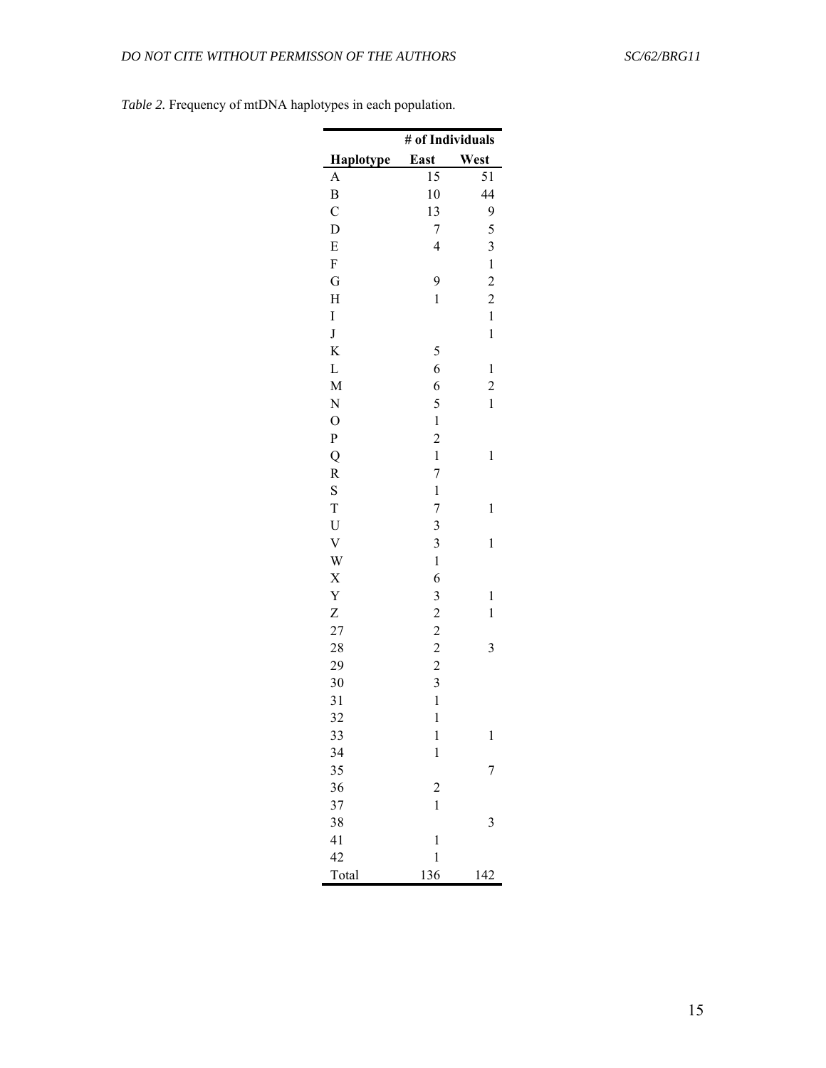*Table 2.* Frequency of mtDNA haplotypes in each population.

| | # of Individuals | |
|---|---|---|
| **Haplotype** | **East** | **West** |
| A | 15 | 51 |
| B | 10 | 44 |
| C | 13 | 9 |
| D | 7 | 5 |
| E | 4 | 3 |
| F | | 1 |
| G | 9 | 2 |
| H | 1 | 2 |
| I | | 1 |
| J | | 1 |
| K | 5 | |
| L | 6 | 1 |
| M | 6 | 2 |
| N | 5 | 1 |
| O | 1 | |
| P | 2 | |
| Q | 1 | 1 |
| R | 7 | |
| S | 1 | |
| T | 7 | 1 |
| U | 3 | |
| V | 3 | 1 |
| W | 1 | |
| X | 6 | |
| Y | 3 | 1 |
| Z | 2 | 1 |
| 27 | 2 | |
| 28 | 2 | 3 |
| 29 | 2 | |
| 30 | 3 | |
| 31 | 1 | |
| 32 | 1 | |
| 33 | 1 | 1 |
| 34 | 1 | |
| 35 | | 7 |
| 36 | 2 | |
| 37 | 1 | |
| 38 | | 3 |
| 41 | 1 | |
| 42 | 1 | |
| Total | 136 | 142 |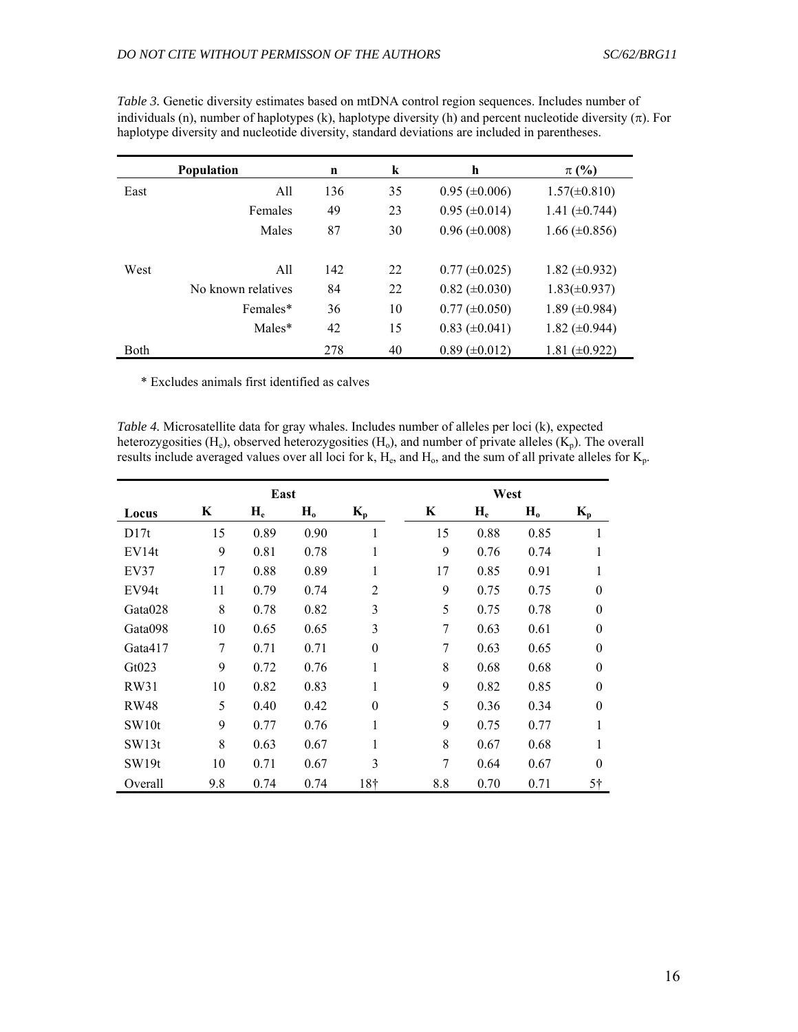*Table 3.* Genetic diversity estimates based on mtDNA control region sequences. Includes number of individuals (n), number of haplotypes (k), haplotype diversity (h) and percent nucleotide diversity (π). For haplotype diversity and nucleotide diversity, standard deviations are included in parentheses.

| Population | | n | k | h | π (%) |
|---|---|---|---|---|---|
| East | All | 136 | 35 | 0.95 (±0.006) | 1.57(±0.810) |
| | Females | 49 | 23 | 0.95 (±0.014) | 1.41 (±0.744) |
| | Males | 87 | 30 | 0.96 (±0.008) | 1.66 (±0.856) |
| West | All | 142 | 22 | 0.77 (±0.025) | 1.82 (±0.932) |
| | No known relatives | 84 | 22 | 0.82 (±0.030) | 1.83(±0.937) |
| | Females* | 36 | 10 | 0.77 (±0.050) | 1.89 (±0.984) |
| | Males* | 42 | 15 | 0.83 (±0.041) | 1.82 (±0.944) |
| Both | | 278 | 40 | 0.89 (±0.012) | 1.81 (±0.922) |

\* Excludes animals first identified as calves

*Table 4.* Microsatellite data for gray whales. Includes number of alleles per loci (k), expected heterozygosities ($H_e$), observed heterozygosities ($H_o$), and number of private alleles ($K_p$). The overall results include averaged values over all loci for k, $H_e$, and $H_o$, and the sum of all private alleles for $K_p$.

| | East | | | | West | | | |
|---|---|---|---|---|---|---|---|---|
| Locus | K | $H_e$ | $H_o$ | $K_p$ | K | $H_e$ | $H_o$ | $K_p$ |
| D17t | 15 | 0.89 | 0.90 | 1 | 15 | 0.88 | 0.85 | 1 |
| EV14t | 9 | 0.81 | 0.78 | 1 | 9 | 0.76 | 0.74 | 1 |
| EV37 | 17 | 0.88 | 0.89 | 1 | 17 | 0.85 | 0.91 | 1 |
| EV94t | 11 | 0.79 | 0.74 | 2 | 9 | 0.75 | 0.75 | 0 |
| Gata028 | 8 | 0.78 | 0.82 | 3 | 5 | 0.75 | 0.78 | 0 |
| Gata098 | 10 | 0.65 | 0.65 | 3 | 7 | 0.63 | 0.61 | 0 |
| Gata417 | 7 | 0.71 | 0.71 | 0 | 7 | 0.63 | 0.65 | 0 |
| Gt023 | 9 | 0.72 | 0.76 | 1 | 8 | 0.68 | 0.68 | 0 |
| RW31 | 10 | 0.82 | 0.83 | 1 | 9 | 0.82 | 0.85 | 0 |
| RW48 | 5 | 0.40 | 0.42 | 0 | 5 | 0.36 | 0.34 | 0 |
| SW10t | 9 | 0.77 | 0.76 | 1 | 9 | 0.75 | 0.77 | 1 |
| SW13t | 8 | 0.63 | 0.67 | 1 | 8 | 0.67 | 0.68 | 1 |
| SW19t | 10 | 0.71 | 0.67 | 3 | 7 | 0.64 | 0.67 | 0 |
| Overall | 9.8 | 0.74 | 0.74 | 18† | 8.8 | 0.70 | 0.71 | 5† |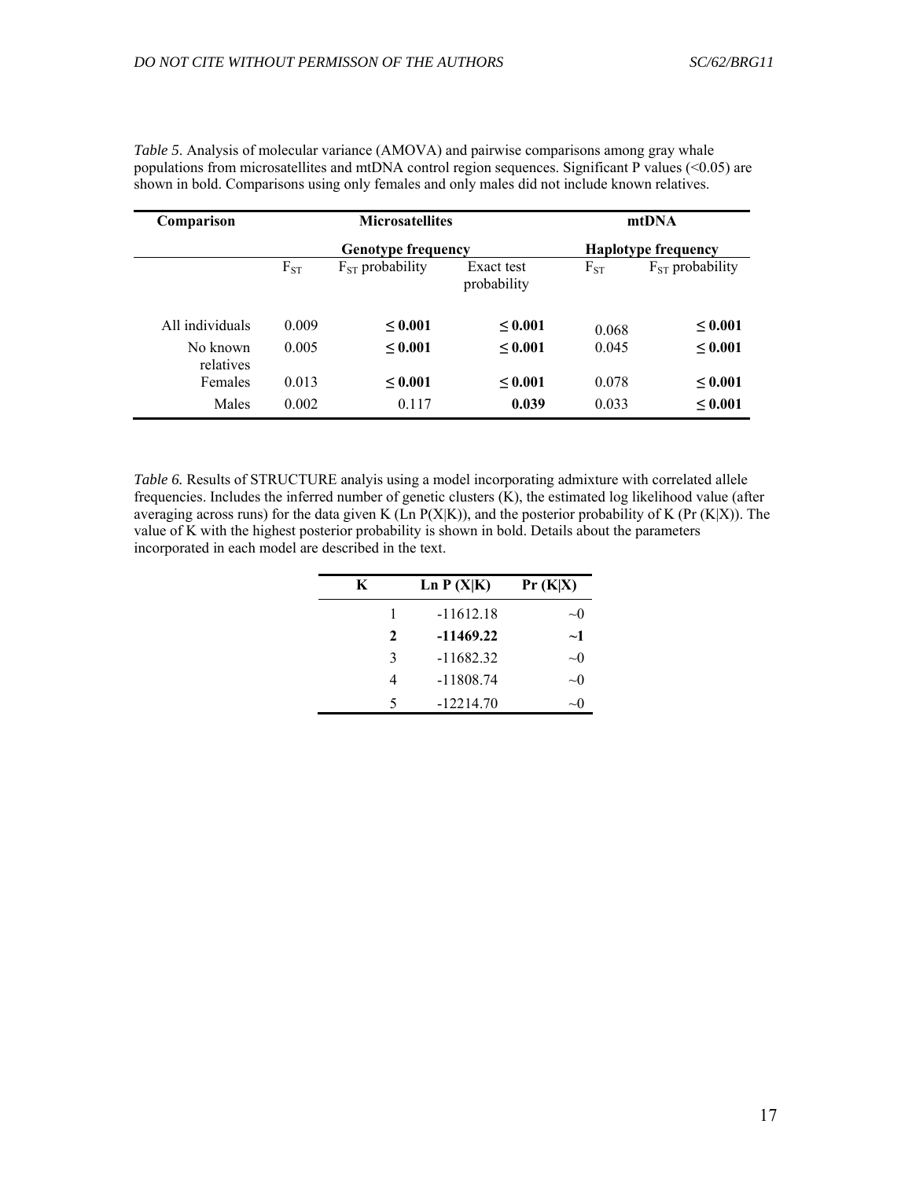*Table 5*. Analysis of molecular variance (AMOVA) and pairwise comparisons among gray whale populations from microsatellites and mtDNA control region sequences. Significant P values (<0.05) are shown in bold. Comparisons using only females and only males did not include known relatives.

| Comparison | Microsatellites | | | mtDNA | |
|---|---|---|---|---|---|
| | Genotype frequency | | | Haplotype frequency | |
| | $F_{ST}$ | $F_{ST}$ probability | Exact test probability | $F_{ST}$ | $F_{ST}$ probability |
| All individuals | 0.009 | **≤ 0.001** | **≤ 0.001** | 0.068 | **≤ 0.001** |
| No known relatives | 0.005 | **≤ 0.001** | **≤ 0.001** | 0.045 | **≤ 0.001** |
| Females | 0.013 | **≤ 0.001** | **≤ 0.001** | 0.078 | **≤ 0.001** |
| Males | 0.002 | 0.117 | **0.039** | 0.033 | **≤ 0.001** |

*Table 6.* Results of STRUCTURE analyis using a model incorporating admixture with correlated allele frequencies. Includes the inferred number of genetic clusters (K), the estimated log likelihood value (after averaging across runs) for the data given K (Ln P(X|K)), and the posterior probability of K (Pr (K|X)). The value of K with the highest posterior probability is shown in bold. Details about the parameters incorporated in each model are described in the text.

| K | Ln P (X\|K) | Pr (K\|X) |
|---|---|---|
| 1 | -11612.18 | ~0 |
| **2** | **-11469.22** | **~1** |
| 3 | -11682.32 | ~0 |
| 4 | -11808.74 | ~0 |
| 5 | -12214.70 | ~0 |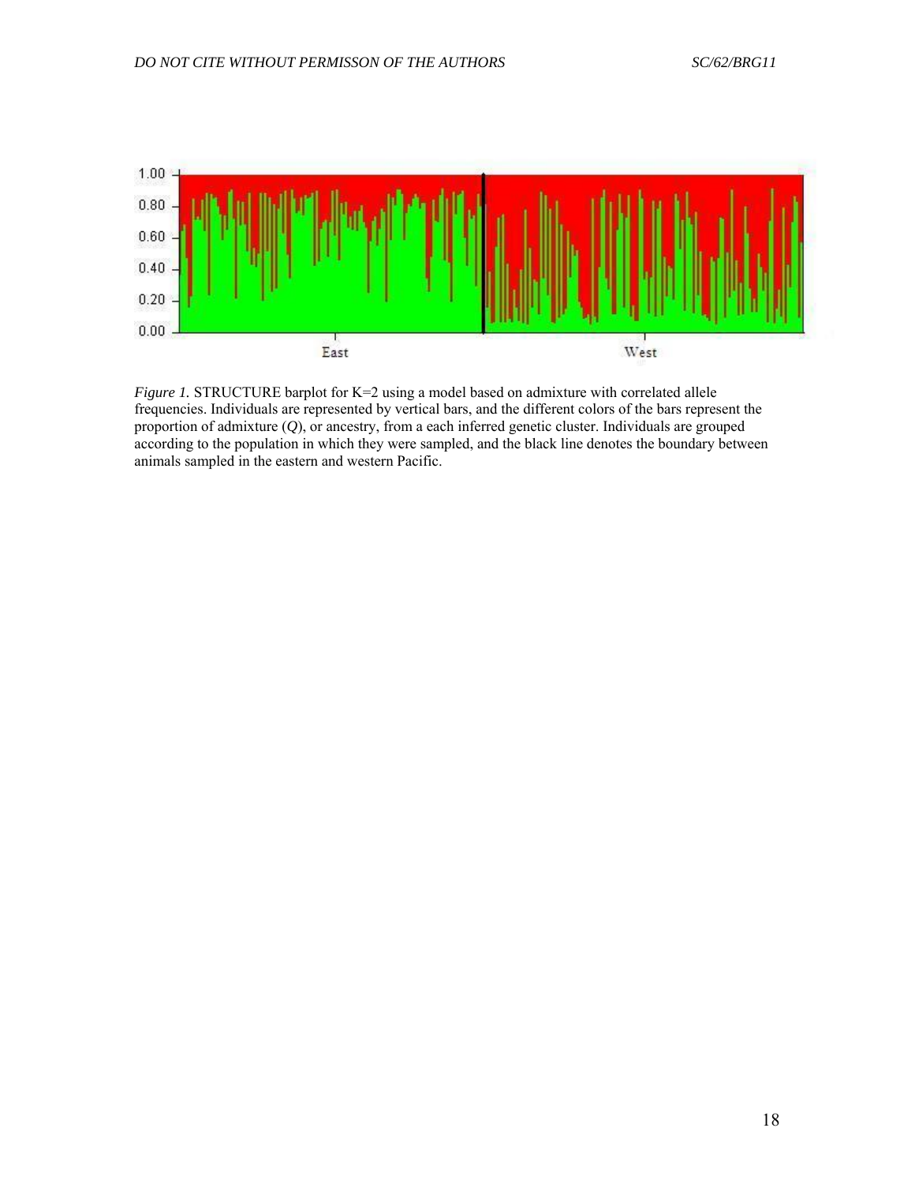1.00

0.80

0.60

0.40

0.20

0.00

East

West

*Figure 1.* STRUCTURE barplot for K=2 using a model based on admixture with correlated allele frequencies. Individuals are represented by vertical bars, and the different colors of the bars represent the proportion of admixture (*Q*), or ancestry, from a each inferred genetic cluster. Individuals are grouped according to the population in which they were sampled, and the black line denotes the boundary between animals sampled in the eastern and western Pacific.